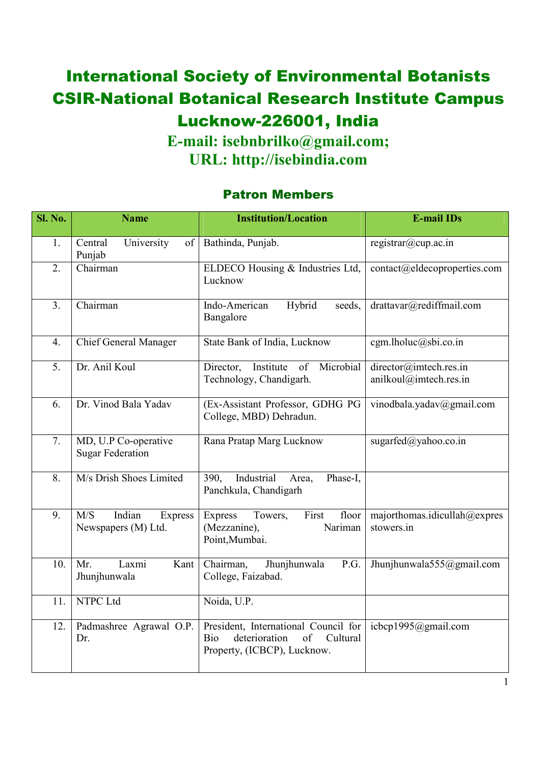# International Society of Environmental Botanists
# CSIR-National Botanical Research Institute Campus
# Lucknow-226001, India

## E-mail: isebnbrilko@gmail.com;
## URL: http://isebindia.com

### Patron Members

| Sl. No. | Name | Institution/Location | E-mail IDs |
|---|---|---|---|
| 1. | Central University of Punjab | Bathinda, Punjab. | registrar@cup.ac.in |
| 2. | Chairman | ELDECO Housing & Industries Ltd, Lucknow | contact@eldecoproperties.com |
| 3. | Chairman | Indo-American Hybrid seeds, Bangalore | drattavar@rediffmail.com |
| 4. | Chief General Manager | State Bank of India, Lucknow | cgm.lholuc@sbi.co.in |
| 5. | Dr. Anil Koul | Director, Institute of Microbial Technology, Chandigarh. | director@imtech.res.in anilkoul@imtech.res.in |
| 6. | Dr. Vinod Bala Yadav | (Ex-Assistant Professor, GDHG PG College, MBD) Dehradun. | vinodbala.yadav@gmail.com |
| 7. | MD, U.P Co-operative Sugar Federation | Rana Pratap Marg Lucknow | sugarfed@yahoo.co.in |
| 8. | M/s Drish Shoes Limited | 390, Industrial Area, Phase-I, Panchkula, Chandigarh | |
| 9. | M/S Indian Express Newspapers (M) Ltd. | Express Towers, First floor (Mezzanine), Nariman Point,Mumbai. | majorthomas.idicullah@expresstowers.in |
| 10. | Mr. Laxmi Kant Jhunjhunwala | Chairman, Jhunjhunwala P.G. College, Faizabad. | Jhunjhunwala555@gmail.com |
| 11. | NTPC Ltd | Noida, U.P. | |
| 12. | Padmashree Agrawal O.P. Dr. | President, International Council for Bio deterioration of Cultural Property, (ICBCP), Lucknow. | icbcp1995@gmail.com |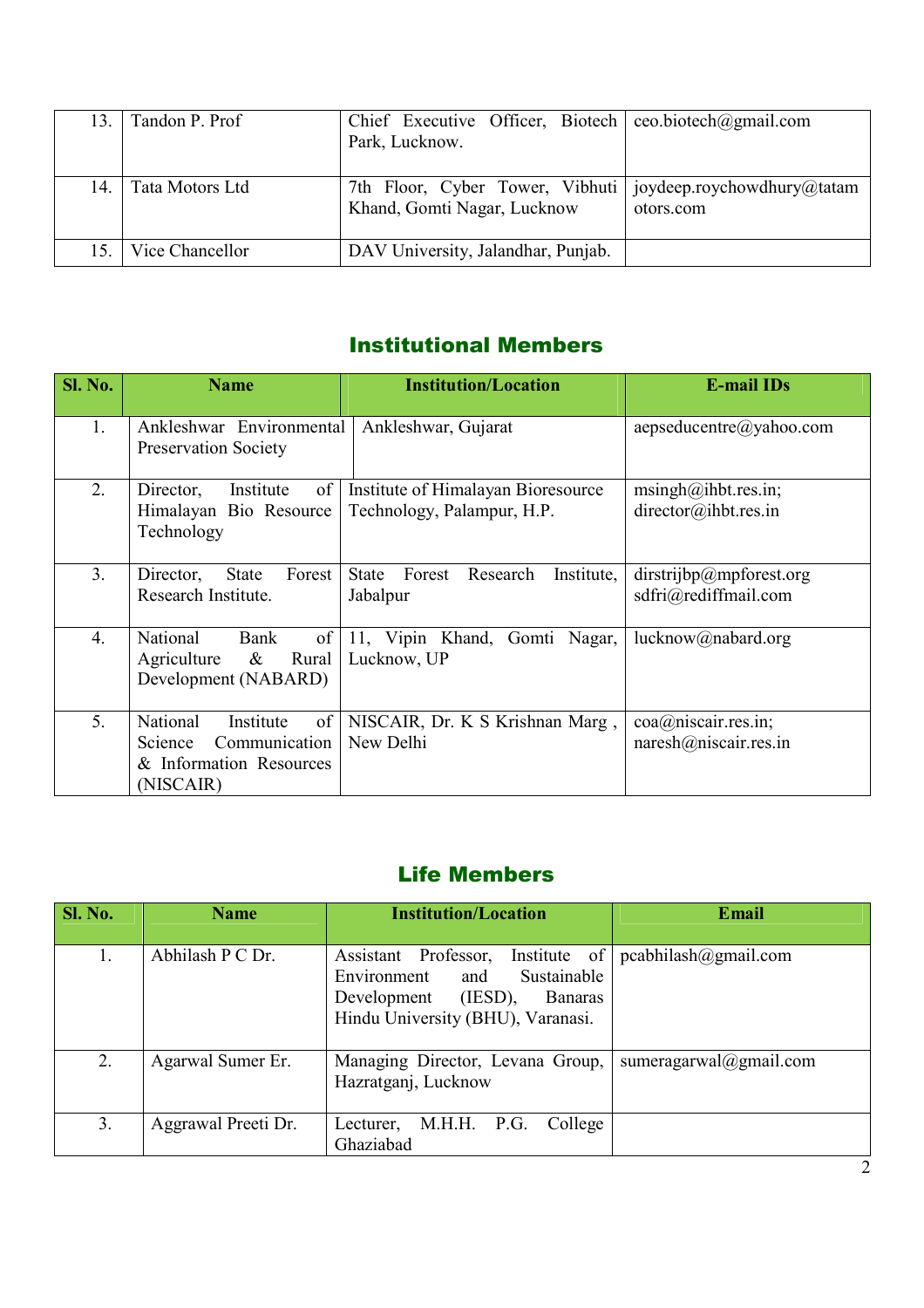| | | | |
|---|---|---|---|
| 13. | Tandon P. Prof | Chief Executive Officer, Biotech Park, Lucknow. | ceo.biotech@gmail.com |
| 14. | Tata Motors Ltd | 7th Floor, Cyber Tower, Vibhuti Khand, Gomti Nagar, Lucknow | joydeep.roychowdhury@tatamotors.com |
| 15. | Vice Chancellor | DAV University, Jalandhar, Punjab. | |

## Institutional Members

| Sl. No. | Name | Institution/Location | E-mail IDs |
|---|---|---|---|
| 1. | Ankleshwar Environmental Preservation Society | Ankleshwar, Gujarat | aepseducentre@yahoo.com |
| 2. | Director, Institute of Himalayan Bio Resource Technology | Institute of Himalayan Bioresource Technology, Palampur, H.P. | msingh@ihbt.res.in; director@ihbt.res.in |
| 3. | Director, State Forest Research Institute. | State Forest Research Institute, Jabalpur | dirstrijbp@mpforest.org sdfri@rediffmail.com |
| 4. | National Bank of Agriculture & Rural Development (NABARD) | 11, Vipin Khand, Gomti Nagar, Lucknow, UP | lucknow@nabard.org |
| 5. | National Institute of Science Communication & Information Resources (NISCAIR) | NISCAIR, Dr. K S Krishnan Marg , New Delhi | coa@niscair.res.in; naresh@niscair.res.in |

## Life Members

| Sl. No. | Name | Institution/Location | Email |
|---|---|---|---|
| 1. | Abhilash P C Dr. | Assistant Professor, Institute of Environment and Sustainable Development (IESD), Banaras Hindu University (BHU), Varanasi. | pcabhilash@gmail.com |
| 2. | Agarwal Sumer Er. | Managing Director, Levana Group, Hazratganj, Lucknow | sumeragarwal@gmail.com |
| 3. | Aggrawal Preeti Dr. | Lecturer, M.H.H. P.G. College Ghaziabad | |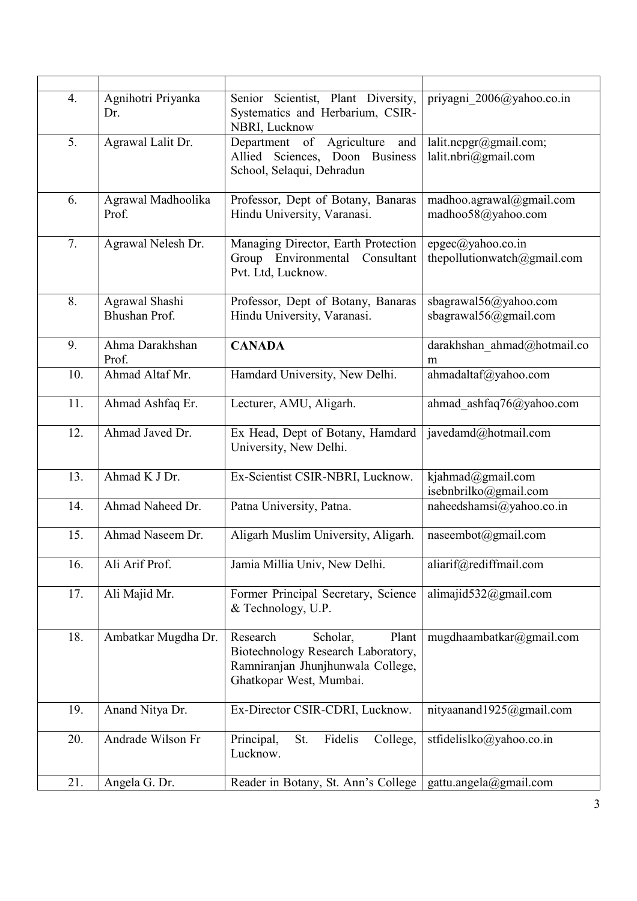|  |  |  |  |
|---|---|---|---|
| 4. | Agnihotri Priyanka Dr. | Senior Scientist, Plant Diversity, Systematics and Herbarium, CSIR-NBRI, Lucknow | priyagni_2006@yahoo.co.in |
| 5. | Agrawal Lalit Dr. | Department of Agriculture and Allied Sciences, Doon Business School, Selaqui, Dehradun | lalit.ncpgr@gmail.com; lalit.nbri@gmail.com |
| 6. | Agrawal Madhoolika Prof. | Professor, Dept of Botany, Banaras Hindu University, Varanasi. | madhoo.agrawal@gmail.com madhoo58@yahoo.com |
| 7. | Agrawal Nelesh Dr. | Managing Director, Earth Protection Group Environmental Consultant Pvt. Ltd, Lucknow. | epgec@yahoo.co.in thepollutionwatch@gmail.com |
| 8. | Agrawal Shashi Bhushan Prof. | Professor, Dept of Botany, Banaras Hindu University, Varanasi. | sbagrawal56@yahoo.com sbagrawal56@gmail.com |
| 9. | Ahma Darakhshan Prof. | **CANADA** | darakhshan_ahmad@hotmail.com |
| 10. | Ahmad Altaf Mr. | Hamdard University, New Delhi. | ahmadaltaf@yahoo.com |
| 11. | Ahmad Ashfaq Er. | Lecturer, AMU, Aligarh. | ahmad_ashfaq76@yahoo.com |
| 12. | Ahmad Javed Dr. | Ex Head, Dept of Botany, Hamdard University, New Delhi. | javedamd@hotmail.com |
| 13. | Ahmad K J Dr. | Ex-Scientist CSIR-NBRI, Lucknow. | kjahmad@gmail.com isebnbrilko@gmail.com |
| 14. | Ahmad Naheed Dr. | Patna University, Patna. | naheedshamsi@yahoo.co.in |
| 15. | Ahmad Naseem Dr. | Aligarh Muslim University, Aligarh. | naseembot@gmail.com |
| 16. | Ali Arif Prof. | Jamia Millia Univ, New Delhi. | aliarif@rediffmail.com |
| 17. | Ali Majid Mr. | Former Principal Secretary, Science & Technology, U.P. | alimajid532@gmail.com |
| 18. | Ambatkar Mugdha Dr. | Research Scholar, Plant Biotechnology Research Laboratory, Ramniranjan Jhunjhunwala College, Ghatkopar West, Mumbai. | mugdhaambatkar@gmail.com |
| 19. | Anand Nitya Dr. | Ex-Director CSIR-CDRI, Lucknow. | nityaanand1925@gmail.com |
| 20. | Andrade Wilson Fr | Principal, St. Fidelis College, Lucknow. | stfidelislko@yahoo.co.in |
| 21. | Angela G. Dr. | Reader in Botany, St. Ann's College | gattu.angela@gmail.com |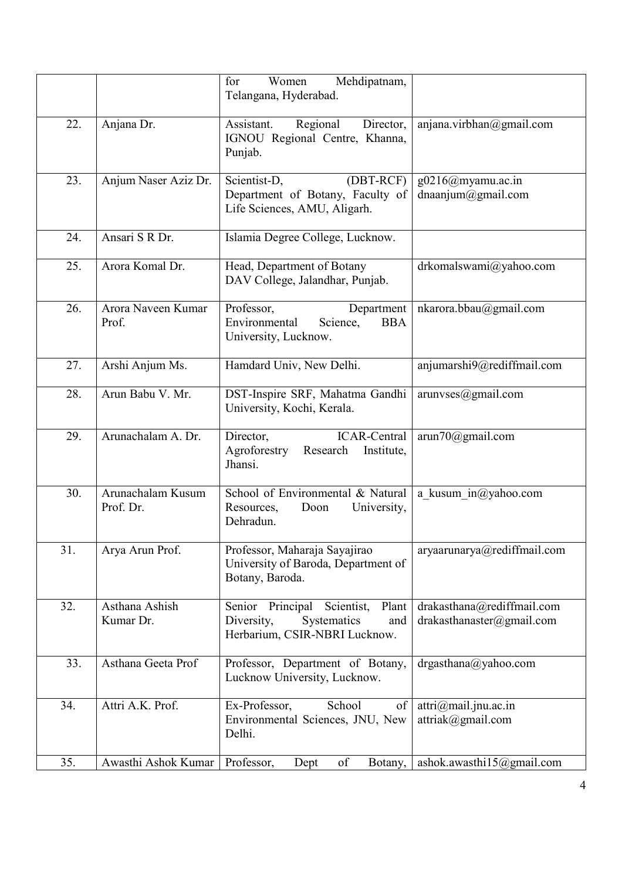| | | | |
|---|---|---|---|
| | | for Women Mehdipatnam, Telangana, Hyderabad. | |
| 22. | Anjana Dr. | Assistant. Regional Director, IGNOU Regional Centre, Khanna, Punjab. | anjana.virbhan@gmail.com |
| 23. | Anjum Naser Aziz Dr. | Scientist-D, (DBT-RCF) Department of Botany, Faculty of Life Sciences, AMU, Aligarh. | g0216@myamu.ac.in dnaanjum@gmail.com |
| 24. | Ansari S R Dr. | Islamia Degree College, Lucknow. | |
| 25. | Arora Komal Dr. | Head, Department of Botany DAV College, Jalandhar, Punjab. | drkomalswami@yahoo.com |
| 26. | Arora Naveen Kumar Prof. | Professor, Department Environmental Science, BBA University, Lucknow. | nkarora.bbau@gmail.com |
| 27. | Arshi Anjum Ms. | Hamdard Univ, New Delhi. | anjumarshi9@rediffmail.com |
| 28. | Arun Babu V. Mr. | DST-Inspire SRF, Mahatma Gandhi University, Kochi, Kerala. | arunvses@gmail.com |
| 29. | Arunachalam A. Dr. | Director, ICAR-Central Agroforestry Research Institute, Jhansi. | arun70@gmail.com |
| 30. | Arunachalam Kusum Prof. Dr. | School of Environmental & Natural Resources, Doon University, Dehradun. | a_kusum_in@yahoo.com |
| 31. | Arya Arun Prof. | Professor, Maharaja Sayajirao University of Baroda, Department of Botany, Baroda. | aryaarunarya@rediffmail.com |
| 32. | Asthana Ashish Kumar Dr. | Senior Principal Scientist, Plant Diversity, Systematics and Herbarium, CSIR-NBRI Lucknow. | drakasthana@rediffmail.com drakasthanaster@gmail.com |
| 33. | Asthana Geeta Prof | Professor, Department of Botany, Lucknow University, Lucknow. | drgasthana@yahoo.com |
| 34. | Attri A.K. Prof. | Ex-Professor, School of Environmental Sciences, JNU, New Delhi. | attri@mail.jnu.ac.in attriak@gmail.com |
| 35. | Awasthi Ashok Kumar | Professor, Dept of Botany, | ashok.awasthi15@gmail.com |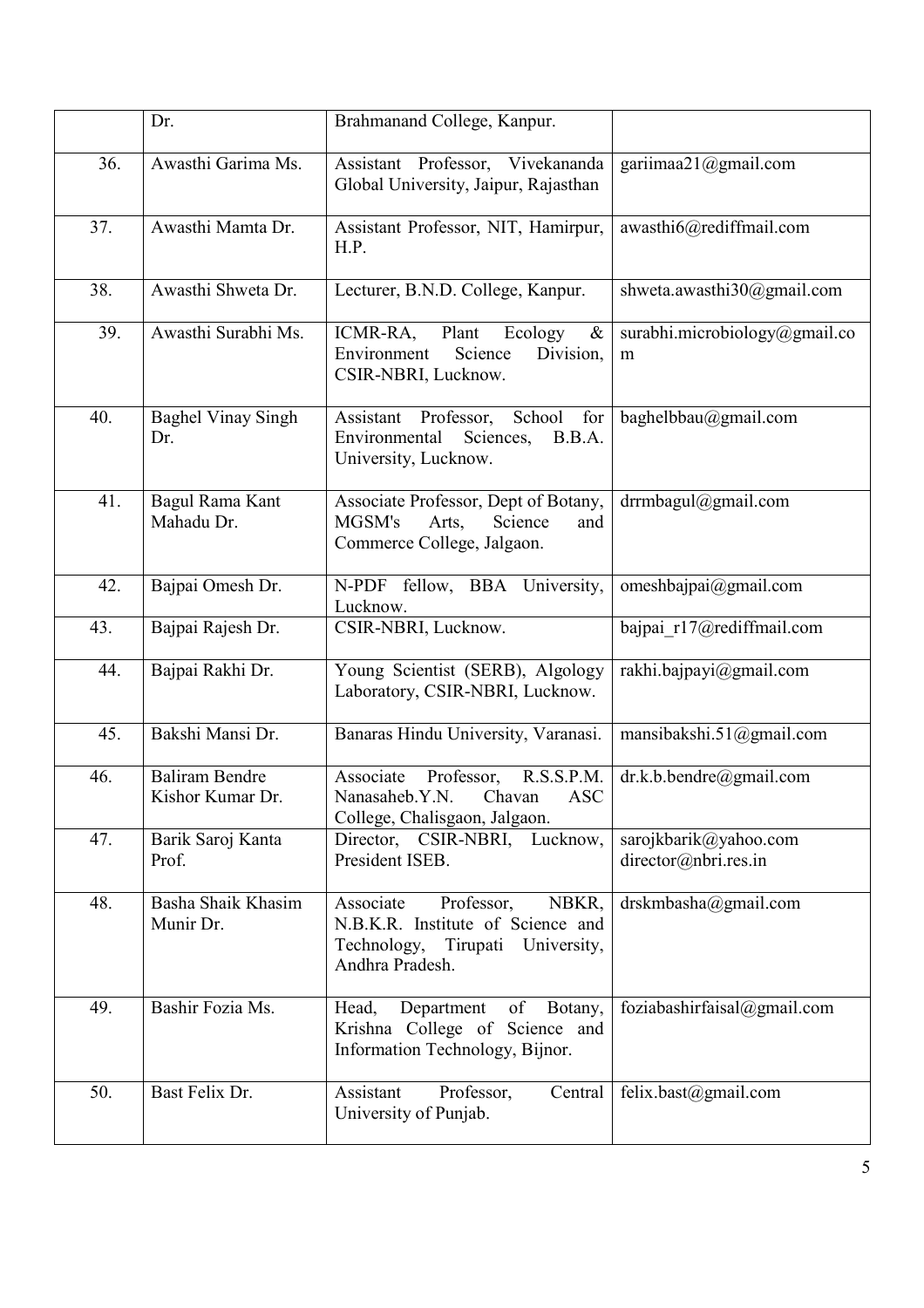| | | | |
|---|---|---|---|
| | Dr. | Brahmanand College, Kanpur. | |
| 36. | Awasthi Garima Ms. | Assistant Professor, Vivekananda Global University, Jaipur, Rajasthan | gariimaa21@gmail.com |
| 37. | Awasthi Mamta Dr. | Assistant Professor, NIT, Hamirpur, H.P. | awasthi6@rediffmail.com |
| 38. | Awasthi Shweta Dr. | Lecturer, B.N.D. College, Kanpur. | shweta.awasthi30@gmail.com |
| 39. | Awasthi Surabhi Ms. | ICMR-RA, Plant Ecology & Environment Science Division, CSIR-NBRI, Lucknow. | surabhi.microbiology@gmail.com |
| 40. | Baghel Vinay Singh Dr. | Assistant Professor, School for Environmental Sciences, B.B.A. University, Lucknow. | baghelbbau@gmail.com |
| 41. | Bagul Rama Kant Mahadu Dr. | Associate Professor, Dept of Botany, MGSM's Arts, Science and Commerce College, Jalgaon. | drrmbagul@gmail.com |
| 42. | Bajpai Omesh Dr. | N-PDF fellow, BBA University, Lucknow. | omeshbajpai@gmail.com |
| 43. | Bajpai Rajesh Dr. | CSIR-NBRI, Lucknow. | bajpai_r17@rediffmail.com |
| 44. | Bajpai Rakhi Dr. | Young Scientist (SERB), Algology Laboratory, CSIR-NBRI, Lucknow. | rakhi.bajpayi@gmail.com |
| 45. | Bakshi Mansi Dr. | Banaras Hindu University, Varanasi. | mansibakshi.51@gmail.com |
| 46. | Baliram Bendre Kishor Kumar Dr. | Associate Professor, R.S.S.P.M. Nanasaheb.Y.N. Chavan ASC College, Chalisgaon, Jalgaon. | dr.k.b.bendre@gmail.com |
| 47. | Barik Saroj Kanta Prof. | Director, CSIR-NBRI, Lucknow, President ISEB. | sarojkbarik@yahoo.com director@nbri.res.in |
| 48. | Basha Shaik Khasim Munir Dr. | Associate Professor, NBKR, N.B.K.R. Institute of Science and Technology, Tirupati University, Andhra Pradesh. | drskmbasha@gmail.com |
| 49. | Bashir Fozia Ms. | Head, Department of Botany, Krishna College of Science and Information Technology, Bijnor. | foziabashirfaisal@gmail.com |
| 50. | Bast Felix Dr. | Assistant Professor, Central University of Punjab. | felix.bast@gmail.com |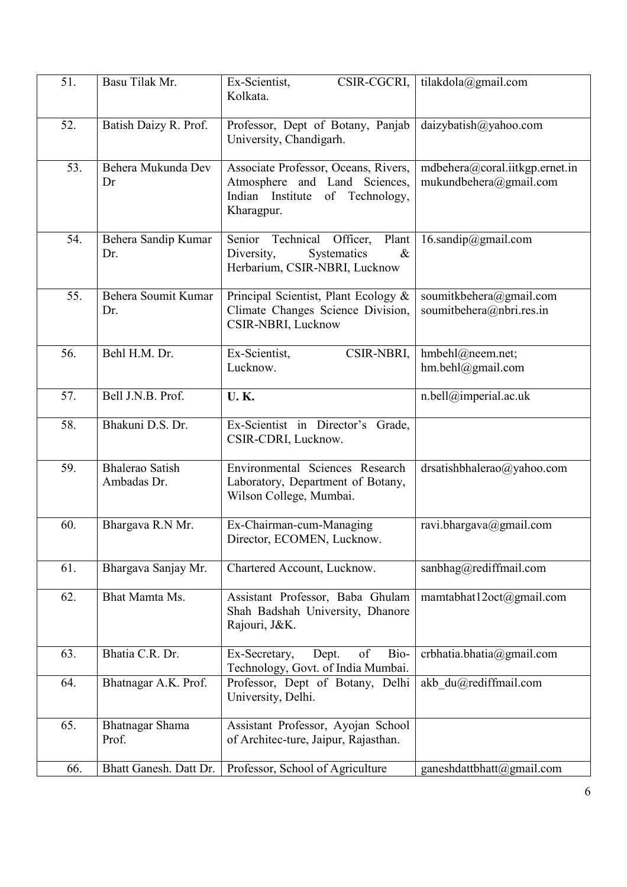| | | | |
|---|---|---|---|
| 51. | Basu Tilak Mr. | Ex-Scientist, CSIR-CGCRI, Kolkata. | tilakdola@gmail.com |
| 52. | Batish Daizy R. Prof. | Professor, Dept of Botany, Panjab University, Chandigarh. | daizybatish@yahoo.com |
| 53. | Behera Mukunda Dev Dr | Associate Professor, Oceans, Rivers, Atmosphere and Land Sciences, Indian Institute of Technology, Kharagpur. | mdbehera@coral.iitkgp.ernet.in mukundbehera@gmail.com |
| 54. | Behera Sandip Kumar Dr. | Senior Technical Officer, Plant Diversity, Systematics & Herbarium, CSIR-NBRI, Lucknow | 16.sandip@gmail.com |
| 55. | Behera Soumit Kumar Dr. | Principal Scientist, Plant Ecology & Climate Changes Science Division, CSIR-NBRI, Lucknow | soumitkbehera@gmail.com soumitbehera@nbri.res.in |
| 56. | Behl H.M. Dr. | Ex-Scientist, CSIR-NBRI, Lucknow. | hmbehl@neem.net; hm.behl@gmail.com |
| 57. | Bell J.N.B. Prof. | **U. K.** | n.bell@imperial.ac.uk |
| 58. | Bhakuni D.S. Dr. | Ex-Scientist in Director's Grade, CSIR-CDRI, Lucknow. | |
| 59. | Bhalerao Satish Ambadas Dr. | Environmental Sciences Research Laboratory, Department of Botany, Wilson College, Mumbai. | drsatishbhalerao@yahoo.com |
| 60. | Bhargava R.N Mr. | Ex-Chairman-cum-Managing Director, ECOMEN, Lucknow. | ravi.bhargava@gmail.com |
| 61. | Bhargava Sanjay Mr. | Chartered Account, Lucknow. | sanbhag@rediffmail.com |
| 62. | Bhat Mamta Ms. | Assistant Professor, Baba Ghulam Shah Badshah University, Dhanore Rajouri, J&K. | mamtabhat12oct@gmail.com |
| 63. | Bhatia C.R. Dr. | Ex-Secretary, Dept. of Bio-Technology, Govt. of India Mumbai. | crbhatia.bhatia@gmail.com |
| 64. | Bhatnagar A.K. Prof. | Professor, Dept of Botany, Delhi University, Delhi. | akb_du@rediffmail.com |
| 65. | Bhatnagar Shama Prof. | Assistant Professor, Ayojan School of Architec-ture, Jaipur, Rajasthan. | |
| 66. | Bhatt Ganesh. Datt Dr. | Professor, School of Agriculture | ganeshdattbhatt@gmail.com |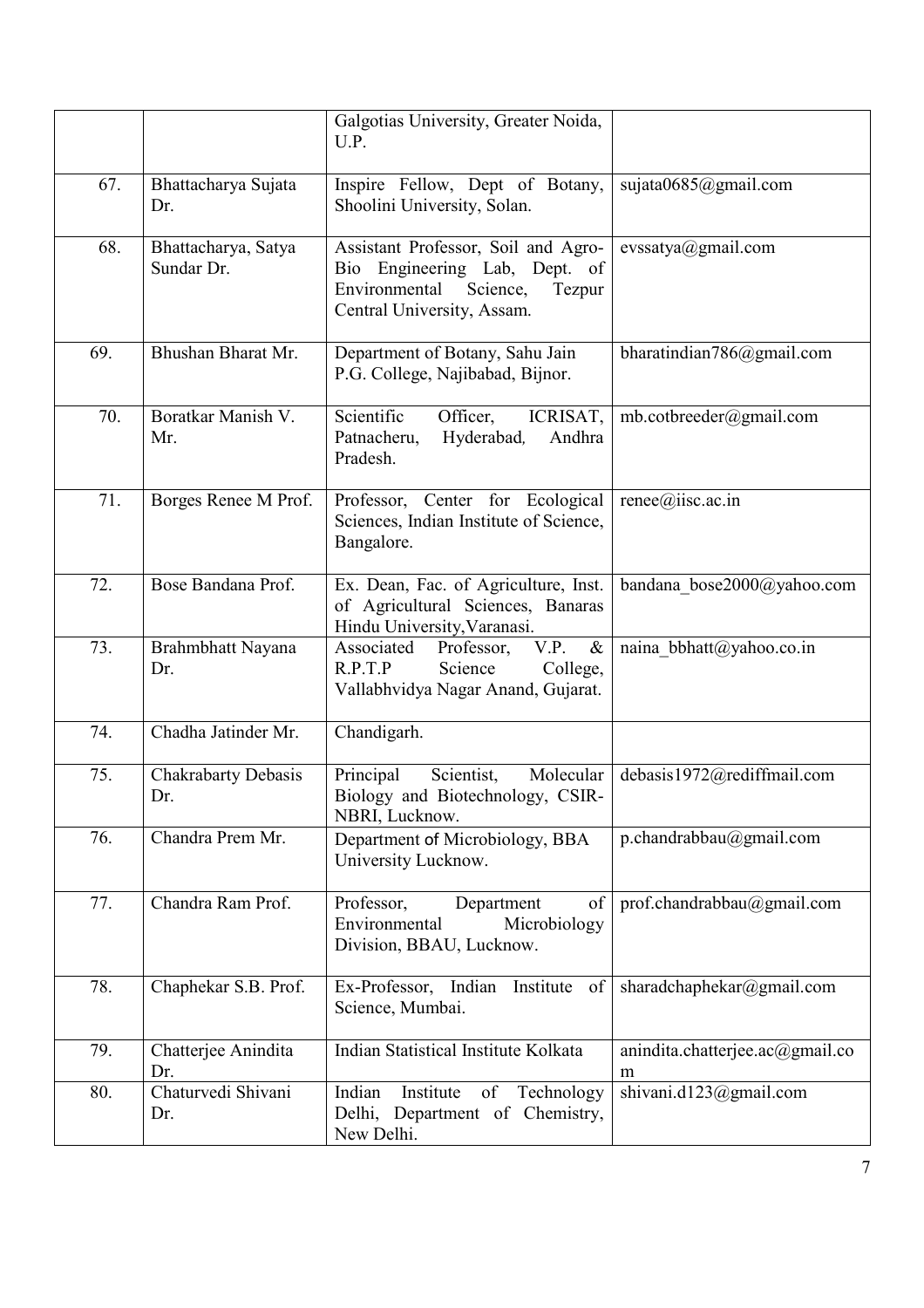| | | | |
|---|---|---|---|
| | | Galgotias University, Greater Noida, U.P. | |
| 67. | Bhattacharya Sujata Dr. | Inspire Fellow, Dept of Botany, Shoolini University, Solan. | sujata0685@gmail.com |
| 68. | Bhattacharya, Satya Sundar Dr. | Assistant Professor, Soil and Agro-Bio Engineering Lab, Dept. of Environmental Science, Tezpur Central University, Assam. | evssatya@gmail.com |
| 69. | Bhushan Bharat Mr. | Department of Botany, Sahu Jain P.G. College, Najibabad, Bijnor. | bharatindian786@gmail.com |
| 70. | Boratkar Manish V. Mr. | Scientific Officer, ICRISAT, Patnacheru, Hyderabad, Andhra Pradesh. | mb.cotbreeder@gmail.com |
| 71. | Borges Renee M Prof. | Professor, Center for Ecological Sciences, Indian Institute of Science, Bangalore. | renee@iisc.ac.in |
| 72. | Bose Bandana Prof. | Ex. Dean, Fac. of Agriculture, Inst. of Agricultural Sciences, Banaras Hindu University,Varanasi. | bandana_bose2000@yahoo.com |
| 73. | Brahmbhatt Nayana Dr. | Associated Professor, V.P. & R.P.T.P Science College, Vallabhvidya Nagar Anand, Gujarat. | naina_bbhatt@yahoo.co.in |
| 74. | Chadha Jatinder Mr. | Chandigarh. | |
| 75. | Chakrabarty Debasis Dr. | Principal Scientist, Molecular Biology and Biotechnology, CSIR-NBRI, Lucknow. | debasis1972@rediffmail.com |
| 76. | Chandra Prem Mr. | Department of Microbiology, BBA University Lucknow. | p.chandrabbau@gmail.com |
| 77. | Chandra Ram Prof. | Professor, Department of Environmental Microbiology Division, BBAU, Lucknow. | prof.chandrabbau@gmail.com |
| 78. | Chaphekar S.B. Prof. | Ex-Professor, Indian Institute of Science, Mumbai. | sharadchaphekar@gmail.com |
| 79. | Chatterjee Anindita Dr. | Indian Statistical Institute Kolkata | anindita.chatterjee.ac@gmail.com |
| 80. | Chaturvedi Shivani Dr. | Indian Institute of Technology Delhi, Department of Chemistry, New Delhi. | shivani.d123@gmail.com |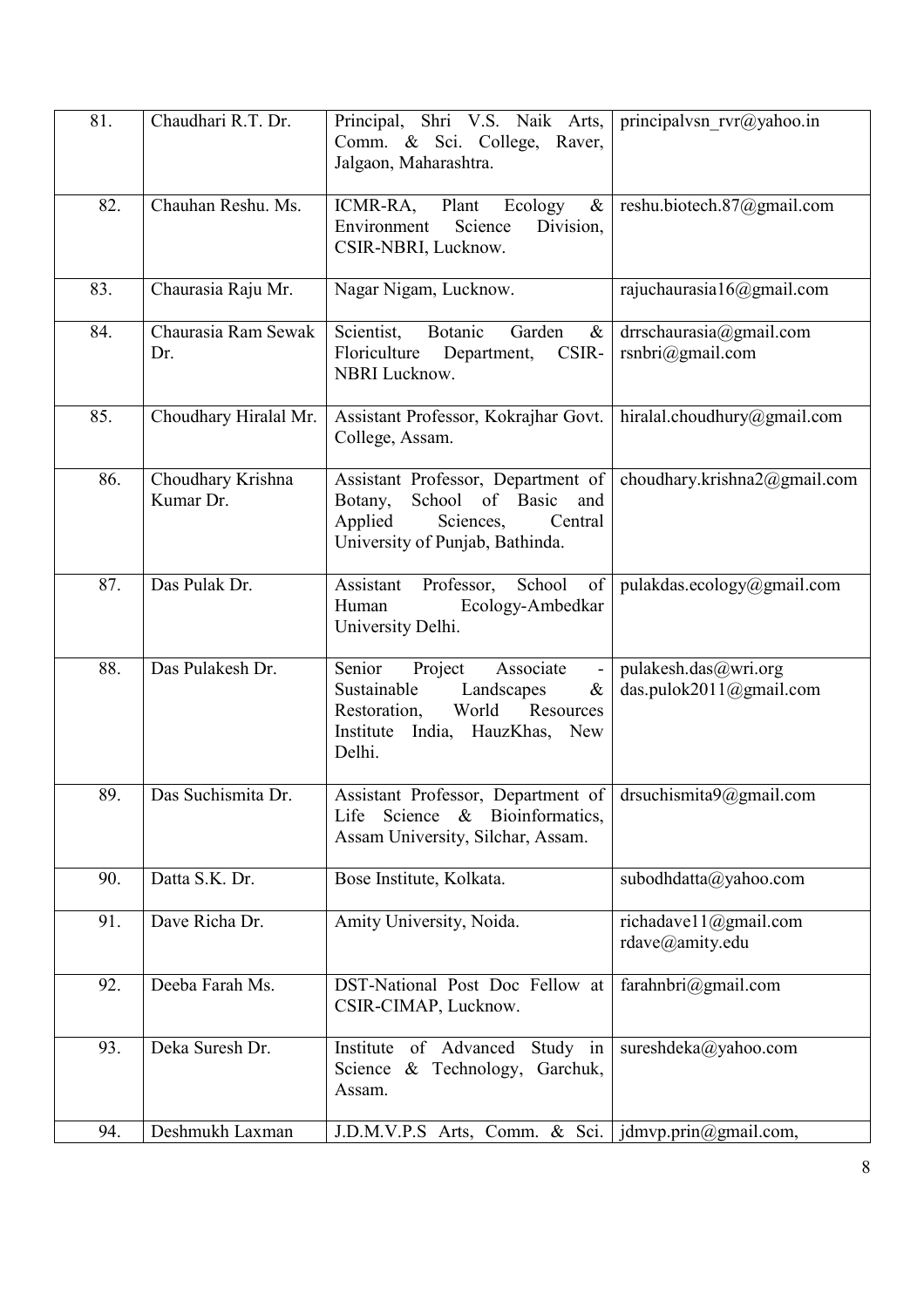| | | | |
|---|---|---|---|
| 81. | Chaudhari R.T. Dr. | Principal, Shri V.S. Naik Arts, Comm. & Sci. College, Raver, Jalgaon, Maharashtra. | principalvsn_rvr@yahoo.in |
| 82. | Chauhan Reshu. Ms. | ICMR-RA, Plant Ecology & Environment Science Division, CSIR-NBRI, Lucknow. | reshu.biotech.87@gmail.com |
| 83. | Chaurasia Raju Mr. | Nagar Nigam, Lucknow. | rajuchaurasia16@gmail.com |
| 84. | Chaurasia Ram Sewak Dr. | Scientist, Botanic Garden & Floriculture Department, CSIR-NBRI Lucknow. | drrschaurasia@gmail.com rsnbri@gmail.com |
| 85. | Choudhary Hiralal Mr. | Assistant Professor, Kokrajhar Govt. College, Assam. | hiralal.choudhury@gmail.com |
| 86. | Choudhary Krishna Kumar Dr. | Assistant Professor, Department of Botany, School of Basic and Applied Sciences, Central University of Punjab, Bathinda. | choudhary.krishna2@gmail.com |
| 87. | Das Pulak Dr. | Assistant Professor, School of Human Ecology-Ambedkar University Delhi. | pulakdas.ecology@gmail.com |
| 88. | Das Pulakesh Dr. | Senior Project Associate - Sustainable Landscapes & Restoration, World Resources Institute India, HauzKhas, New Delhi. | pulakesh.das@wri.org das.pulok2011@gmail.com |
| 89. | Das Suchismita Dr. | Assistant Professor, Department of Life Science & Bioinformatics, Assam University, Silchar, Assam. | drsuchismita9@gmail.com |
| 90. | Datta S.K. Dr. | Bose Institute, Kolkata. | subodhdatta@yahoo.com |
| 91. | Dave Richa Dr. | Amity University, Noida. | richadave11@gmail.com rdave@amity.edu |
| 92. | Deeba Farah Ms. | DST-National Post Doc Fellow at CSIR-CIMAP, Lucknow. | farahnbri@gmail.com |
| 93. | Deka Suresh Dr. | Institute of Advanced Study in Science & Technology, Garchuk, Assam. | sureshdeka@yahoo.com |
| 94. | Deshmukh Laxman | J.D.M.V.P.S Arts, Comm. & Sci. | jdmvp.prin@gmail.com, |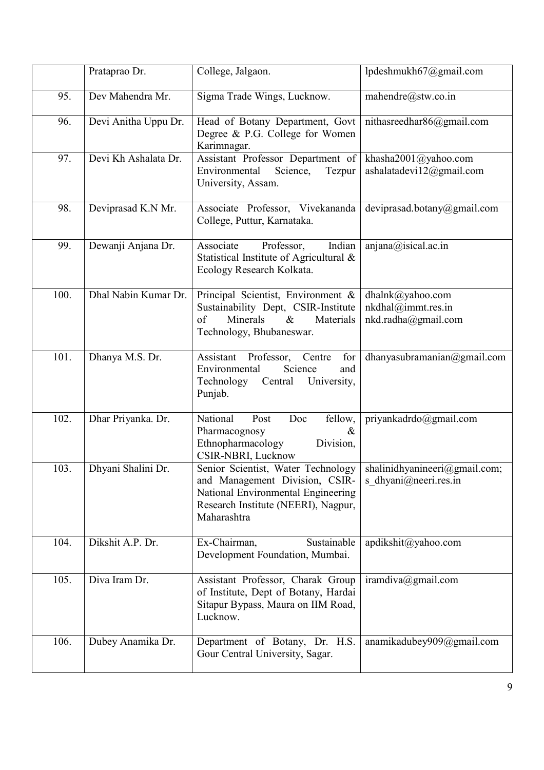|  | Prataprao Dr. | College, Jalgaon. | lpdeshmukh67@gmail.com |
|---|---|---|---|
| 95. | Dev Mahendra Mr. | Sigma Trade Wings, Lucknow. | mahendre@stw.co.in |
| 96. | Devi Anitha Uppu Dr. | Head of Botany Department, Govt Degree & P.G. College for Women Karimnagar. | nithasreedhar86@gmail.com |
| 97. | Devi Kh Ashalata Dr. | Assistant Professor Department of Environmental Science, Tezpur University, Assam. | khasha2001@yahoo.com ashalatadevi12@gmail.com |
| 98. | Deviprasad K.N Mr. | Associate Professor, Vivekananda College, Puttur, Karnataka. | deviprasad.botany@gmail.com |
| 99. | Dewanji Anjana Dr. | Associate Professor, Indian Statistical Institute of Agricultural & Ecology Research Kolkata. | anjana@isical.ac.in |
| 100. | Dhal Nabin Kumar Dr. | Principal Scientist, Environment & Sustainability Dept, CSIR-Institute of Minerals & Materials Technology, Bhubaneswar. | dhalnk@yahoo.com nkdhal@immt.res.in nkd.radha@gmail.com |
| 101. | Dhanya M.S. Dr. | Assistant Professor, Centre for Environmental Science and Technology Central University, Punjab. | dhanyasubramanian@gmail.com |
| 102. | Dhar Priyanka. Dr. | National Post Doc fellow, Pharmacognosy & Ethnopharmacology Division, CSIR-NBRI, Lucknow | priyankadrdo@gmail.com |
| 103. | Dhyani Shalini Dr. | Senior Scientist, Water Technology and Management Division, CSIR-National Environmental Engineering Research Institute (NEERI), Nagpur, Maharashtra | shalinidhyanineeri@gmail.com; s_dhyani@neeri.res.in |
| 104. | Dikshit A.P. Dr. | Ex-Chairman, Sustainable Development Foundation, Mumbai. | apdikshit@yahoo.com |
| 105. | Diva Iram Dr. | Assistant Professor, Charak Group of Institute, Dept of Botany, Hardai Sitapur Bypass, Maura on IIM Road, Lucknow. | iramdiva@gmail.com |
| 106. | Dubey Anamika Dr. | Department of Botany, Dr. H.S. Gour Central University, Sagar. | anamikadubey909@gmail.com |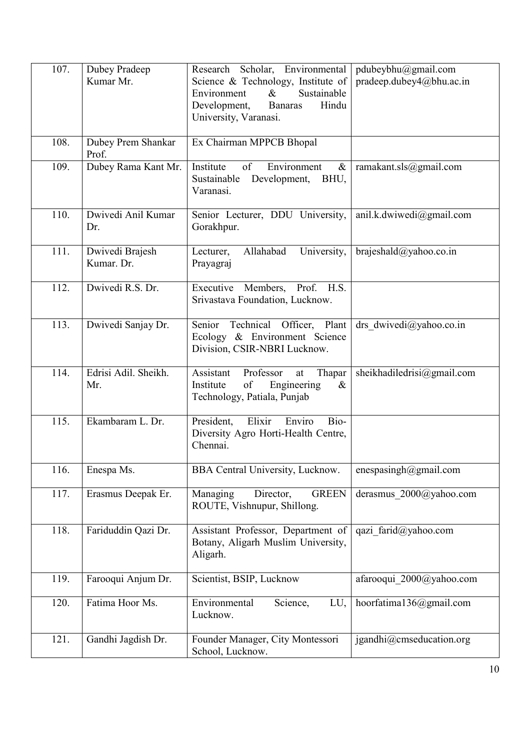| 107. | Dubey Pradeep Kumar Mr. | Research Scholar, Environmental Science & Technology, Institute of Environment & Sustainable Development, Banaras Hindu University, Varanasi. | pdubeybhu@gmail.com pradeep.dubey4@bhu.ac.in |
|---|---|---|---|
| 108. | Dubey Prem Shankar Prof. | Ex Chairman MPPCB Bhopal | |
| 109. | Dubey Rama Kant Mr. | Institute of Environment & Sustainable Development, BHU, Varanasi. | ramakant.sls@gmail.com |
| 110. | Dwivedi Anil Kumar Dr. | Senior Lecturer, DDU University, Gorakhpur. | anil.k.dwiwedi@gmail.com |
| 111. | Dwivedi Brajesh Kumar. Dr. | Lecturer, Allahabad University, Prayagraj | brajeshald@yahoo.co.in |
| 112. | Dwivedi R.S. Dr. | Executive Members, Prof. H.S. Srivastava Foundation, Lucknow. | |
| 113. | Dwivedi Sanjay Dr. | Senior Technical Officer, Plant Ecology & Environment Science Division, CSIR-NBRI Lucknow. | drs_dwivedi@yahoo.co.in |
| 114. | Edrisi Adil. Sheikh. Mr. | Assistant Professor at Thapar Institute of Engineering & Technology, Patiala, Punjab | sheikhadiledrisi@gmail.com |
| 115. | Ekambaram L. Dr. | President, Elixir Enviro Bio-Diversity Agro Horti-Health Centre, Chennai. | |
| 116. | Enespa Ms. | BBA Central University, Lucknow. | enespasingh@gmail.com |
| 117. | Erasmus Deepak Er. | Managing Director, GREEN ROUTE, Vishnupur, Shillong. | derasmus_2000@yahoo.com |
| 118. | Fariduddin Qazi Dr. | Assistant Professor, Department of Botany, Aligarh Muslim University, Aligarh. | qazi_farid@yahoo.com |
| 119. | Farooqui Anjum Dr. | Scientist, BSIP, Lucknow | afarooqui_2000@yahoo.com |
| 120. | Fatima Hoor Ms. | Environmental Science, LU, Lucknow. | hoorfatima136@gmail.com |
| 121. | Gandhi Jagdish Dr. | Founder Manager, City Montessori School, Lucknow. | jgandhi@cmseducation.org |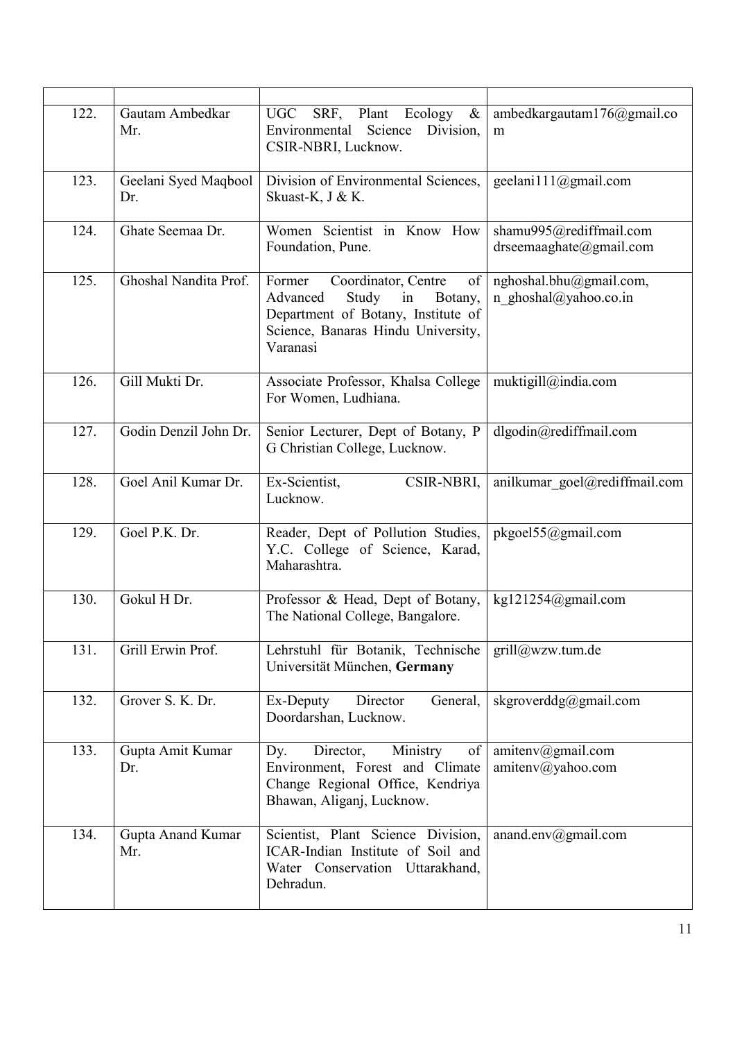| | | | |
|---|---|---|---|
| 122. | Gautam Ambedkar Mr. | UGC SRF, Plant Ecology & Environmental Science Division, CSIR-NBRI, Lucknow. | ambedkargautam176@gmail.com |
| 123. | Geelani Syed Maqbool Dr. | Division of Environmental Sciences, Skuast-K, J & K. | geelani111@gmail.com |
| 124. | Ghate Seemaa Dr. | Women Scientist in Know How Foundation, Pune. | shamu995@rediffmail.com drseemaaghate@gmail.com |
| 125. | Ghoshal Nandita Prof. | Former Coordinator, Centre of Advanced Study in Botany, Department of Botany, Institute of Science, Banaras Hindu University, Varanasi | nghoshal.bhu@gmail.com, n_ghoshal@yahoo.co.in |
| 126. | Gill Mukti Dr. | Associate Professor, Khalsa College For Women, Ludhiana. | muktigill@india.com |
| 127. | Godin Denzil John Dr. | Senior Lecturer, Dept of Botany, P G Christian College, Lucknow. | dlgodin@rediffmail.com |
| 128. | Goel Anil Kumar Dr. | Ex-Scientist, CSIR-NBRI, Lucknow. | anilkumar_goel@rediffmail.com |
| 129. | Goel P.K. Dr. | Reader, Dept of Pollution Studies, Y.C. College of Science, Karad, Maharashtra. | pkgoel55@gmail.com |
| 130. | Gokul H Dr. | Professor & Head, Dept of Botany, The National College, Bangalore. | kg121254@gmail.com |
| 131. | Grill Erwin Prof. | Lehrstuhl für Botanik, Technische Universität München, **Germany** | grill@wzw.tum.de |
| 132. | Grover S. K. Dr. | Ex-Deputy Director General, Doordarshan, Lucknow. | skgroverddg@gmail.com |
| 133. | Gupta Amit Kumar Dr. | Dy. Director, Ministry of Environment, Forest and Climate Change Regional Office, Kendriya Bhawan, Aliganj, Lucknow. | amitenv@gmail.com amitenv@yahoo.com |
| 134. | Gupta Anand Kumar Mr. | Scientist, Plant Science Division, ICAR-Indian Institute of Soil and Water Conservation Uttarakhand, Dehradun. | anand.env@gmail.com |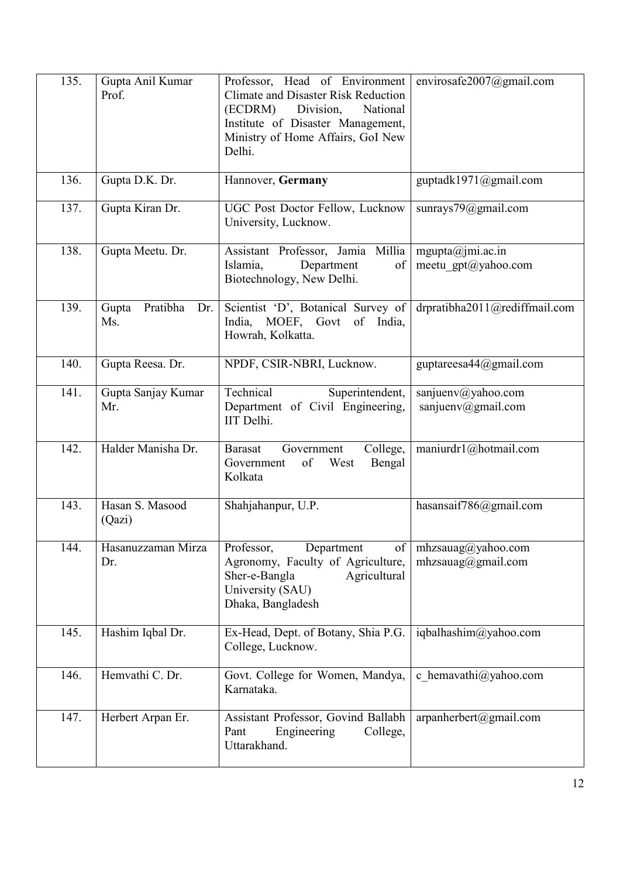| 135. | Gupta Anil Kumar Prof. | Professor, Head of Environment Climate and Disaster Risk Reduction (ECDRM) Division, National Institute of Disaster Management, Ministry of Home Affairs, GoI New Delhi. | envirosafe2007@gmail.com |
|---|---|---|---|
| 136. | Gupta D.K. Dr. | Hannover, **Germany** | guptadk1971@gmail.com |
| 137. | Gupta Kiran Dr. | UGC Post Doctor Fellow, Lucknow University, Lucknow. | sunrays79@gmail.com |
| 138. | Gupta Meetu. Dr. | Assistant Professor, Jamia Millia Islamia, Department of Biotechnology, New Delhi. | mgupta@jmi.ac.in meetu_gpt@yahoo.com |
| 139. | Gupta Pratibha Dr. Ms. | Scientist 'D', Botanical Survey of India, MOEF, Govt of India, Howrah, Kolkatta. | drpratibha2011@rediffmail.com |
| 140. | Gupta Reesa. Dr. | NPDF, CSIR-NBRI, Lucknow. | guptareesa44@gmail.com |
| 141. | Gupta Sanjay Kumar Mr. | Technical Superintendent, Department of Civil Engineering, IIT Delhi. | sanjuenv@yahoo.com sanjuenv@gmail.com |
| 142. | Halder Manisha Dr. | Barasat Government College, Government of West Bengal Kolkata | maniurdr1@hotmail.com |
| 143. | Hasan S. Masood (Qazi) | Shahjahanpur, U.P. | hasansaif786@gmail.com |
| 144. | Hasanuzzaman Mirza Dr. | Professor, Department of Agronomy, Faculty of Agriculture, Sher-e-Bangla Agricultural University (SAU) Dhaka, Bangladesh | mhzsauag@yahoo.com mhzsauag@gmail.com |
| 145. | Hashim Iqbal Dr. | Ex-Head, Dept. of Botany, Shia P.G. College, Lucknow. | iqbalhashim@yahoo.com |
| 146. | Hemvathi C. Dr. | Govt. College for Women, Mandya, Karnataka. | c_hemavathi@yahoo.com |
| 147. | Herbert Arpan Er. | Assistant Professor, Govind Ballabh Pant Engineering College, Uttarakhand. | arpanherbert@gmail.com |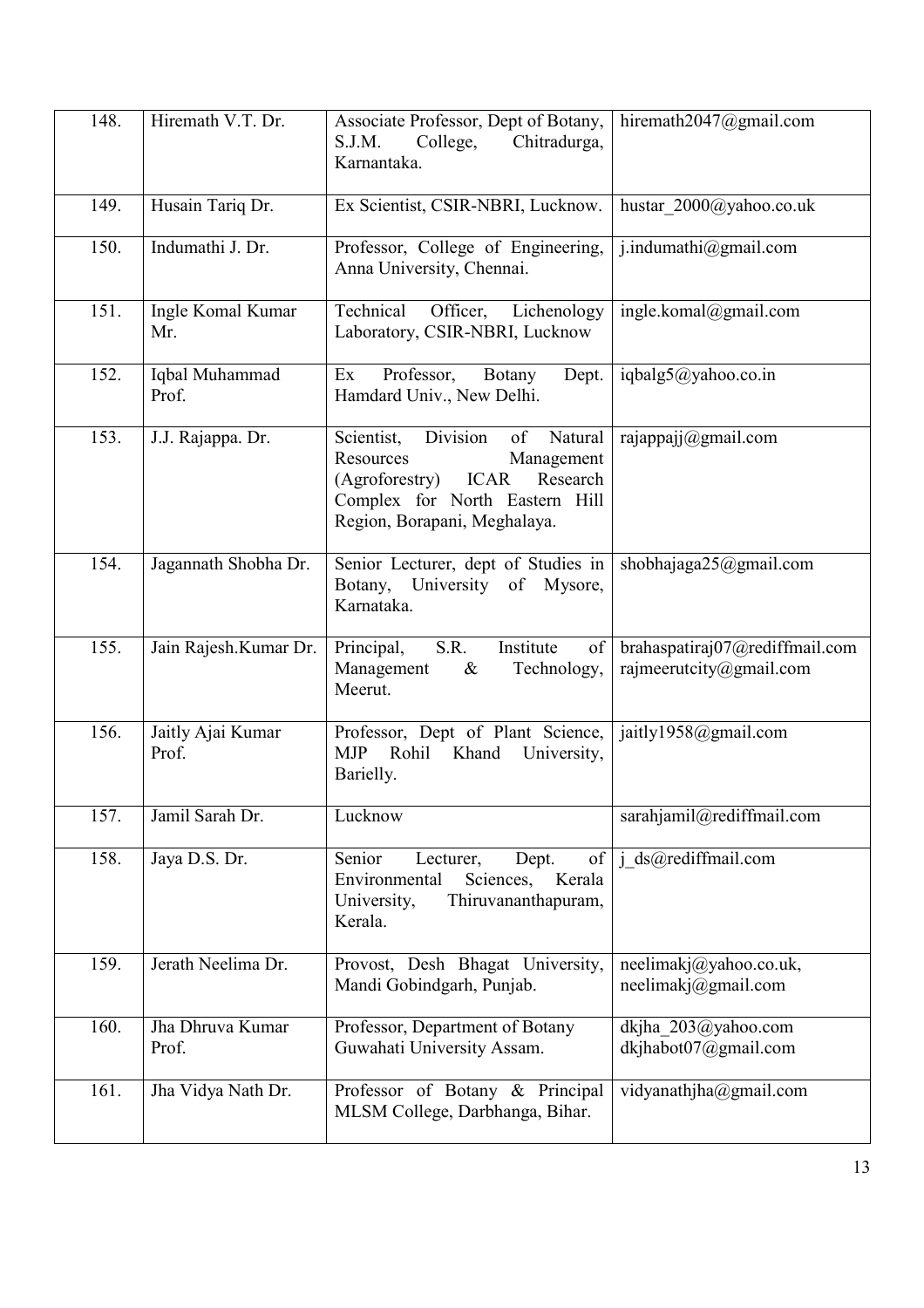| 148. | Hiremath V.T. Dr. | Associate Professor, Dept of Botany, S.J.M. College, Chitradurga, Karnantaka. | hiremath2047@gmail.com |
|---|---|---|---|
| 149. | Husain Tariq Dr. | Ex Scientist, CSIR-NBRI, Lucknow. | hustar_2000@yahoo.co.uk |
| 150. | Indumathi J. Dr. | Professor, College of Engineering, Anna University, Chennai. | j.indumathi@gmail.com |
| 151. | Ingle Komal Kumar Mr. | Technical Officer, Lichenology Laboratory, CSIR-NBRI, Lucknow | ingle.komal@gmail.com |
| 152. | Iqbal Muhammad Prof. | Ex Professor, Botany Dept. Hamdard Univ., New Delhi. | iqbalg5@yahoo.co.in |
| 153. | J.J. Rajappa. Dr. | Scientist, Division of Natural Resources Management (Agroforestry) ICAR Research Complex for North Eastern Hill Region, Borapani, Meghalaya. | rajappajj@gmail.com |
| 154. | Jagannath Shobha Dr. | Senior Lecturer, dept of Studies in Botany, University of Mysore, Karnataka. | shobhajaga25@gmail.com |
| 155. | Jain Rajesh.Kumar Dr. | Principal, S.R. Institute of Management & Technology, Meerut. | brahaspatiraj07@rediffmail.com rajmeerutcity@gmail.com |
| 156. | Jaitly Ajai Kumar Prof. | Professor, Dept of Plant Science, MJP Rohil Khand University, Barielly. | jaitly1958@gmail.com |
| 157. | Jamil Sarah Dr. | Lucknow | sarahjamil@rediffmail.com |
| 158. | Jaya D.S. Dr. | Senior Lecturer, Dept. of Environmental Sciences, Kerala University, Thiruvananthapuram, Kerala. | j_ds@rediffmail.com |
| 159. | Jerath Neelima Dr. | Provost, Desh Bhagat University, Mandi Gobindgarh, Punjab. | neelimakj@yahoo.co.uk, neelimakj@gmail.com |
| 160. | Jha Dhruva Kumar Prof. | Professor, Department of Botany Guwahati University Assam. | dkjha_203@yahoo.com dkjhabot07@gmail.com |
| 161. | Jha Vidya Nath Dr. | Professor of Botany & Principal MLSM College, Darbhanga, Bihar. | vidyanathjha@gmail.com |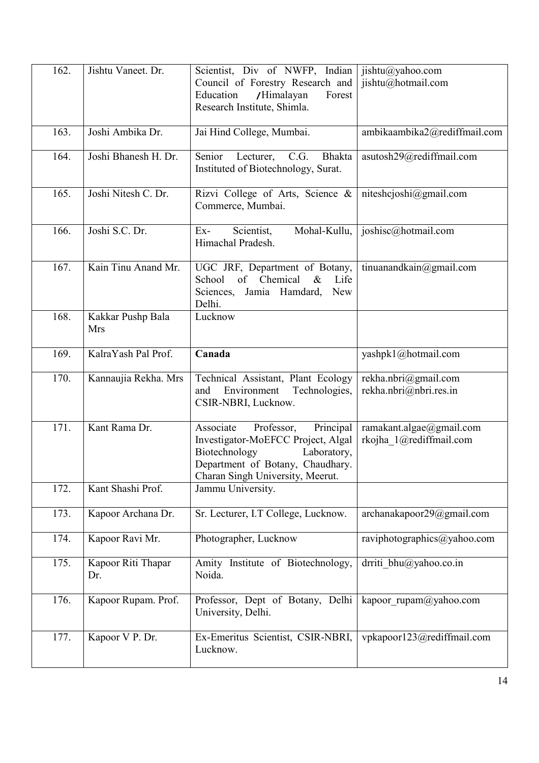| 162. | Jishtu Vaneet. Dr. | Scientist, Div of NWFP, Indian Council of Forestry Research and Education /Himalayan Forest Research Institute, Shimla. | jishtu@yahoo.com jishtu@hotmail.com |
|---|---|---|---|
| 163. | Joshi Ambika Dr. | Jai Hind College, Mumbai. | ambikaambika2@rediffmail.com |
| 164. | Joshi Bhanesh H. Dr. | Senior Lecturer, C.G. Bhakta Instituted of Biotechnology, Surat. | asutosh29@rediffmail.com |
| 165. | Joshi Nitesh C. Dr. | Rizvi College of Arts, Science & Commerce, Mumbai. | niteshcjoshi@gmail.com |
| 166. | Joshi S.C. Dr. | Ex- Scientist, Mohal-Kullu, Himachal Pradesh. | joshisc@hotmail.com |
| 167. | Kain Tinu Anand Mr. | UGC JRF, Department of Botany, School of Chemical & Life Sciences, Jamia Hamdard, New Delhi. | tinuanandkain@gmail.com |
| 168. | Kakkar Pushp Bala Mrs | Lucknow | |
| 169. | KalraYash Pal Prof. | **Canada** | yashpk1@hotmail.com |
| 170. | Kannaujia Rekha. Mrs | Technical Assistant, Plant Ecology and Environment Technologies, CSIR-NBRI, Lucknow. | rekha.nbri@gmail.com rekha.nbri@nbri.res.in |
| 171. | Kant Rama Dr. | Associate Professor, Principal Investigator-MoEFCC Project, Algal Biotechnology Laboratory, Department of Botany, Chaudhary. Charan Singh University, Meerut. | ramakant.algae@gmail.com rkojha_1@rediffmail.com |
| 172. | Kant Shashi Prof. | Jammu University. | |
| 173. | Kapoor Archana Dr. | Sr. Lecturer, I.T College, Lucknow. | archanakapoor29@gmail.com |
| 174. | Kapoor Ravi Mr. | Photographer, Lucknow | raviphotographics@yahoo.com |
| 175. | Kapoor Riti Thapar Dr. | Amity Institute of Biotechnology, Noida. | drriti_bhu@yahoo.co.in |
| 176. | Kapoor Rupam. Prof. | Professor, Dept of Botany, Delhi University, Delhi. | kapoor_rupam@yahoo.com |
| 177. | Kapoor V P. Dr. | Ex-Emeritus Scientist, CSIR-NBRI, Lucknow. | vpkapoor123@rediffmail.com |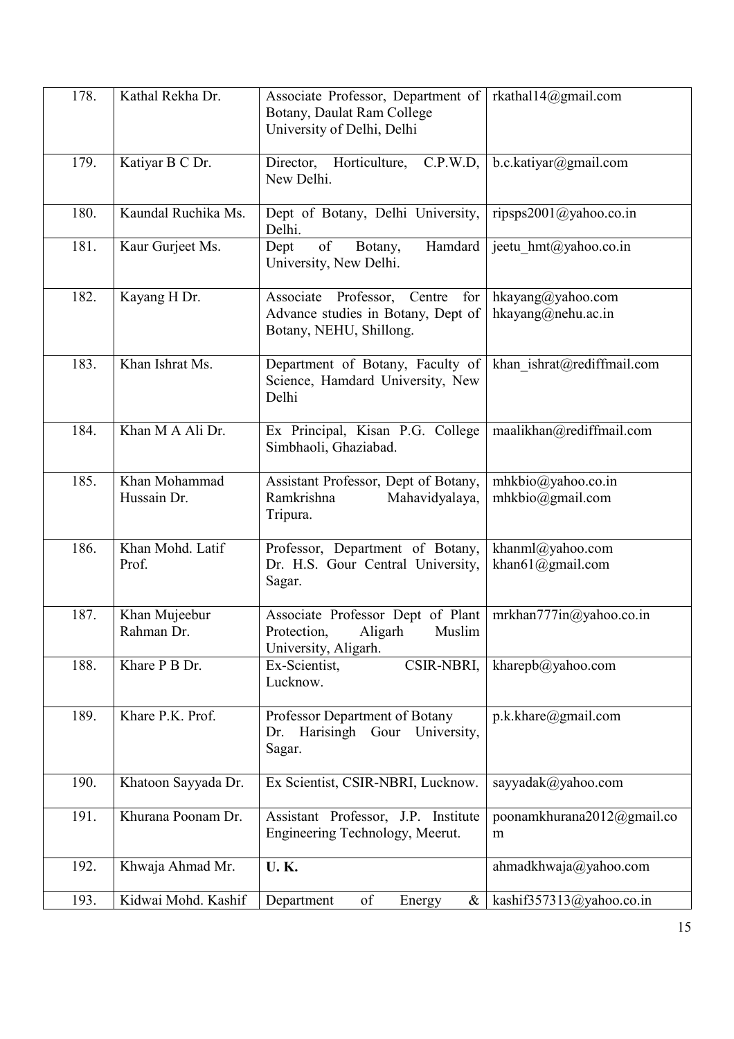| | | | |
|---|---|---|---|
| 178. | Kathal Rekha Dr. | Associate Professor, Department of Botany, Daulat Ram College University of Delhi, Delhi | rkathal14@gmail.com |
| 179. | Katiyar B C Dr. | Director, Horticulture, C.P.W.D, New Delhi. | b.c.katiyar@gmail.com |
| 180. | Kaundal Ruchika Ms. | Dept of Botany, Delhi University, Delhi. | ripsps2001@yahoo.co.in |
| 181. | Kaur Gurjeet Ms. | Dept of Botany, Hamdard University, New Delhi. | jeetu_hmt@yahoo.co.in |
| 182. | Kayang H Dr. | Associate Professor, Centre for Advance studies in Botany, Dept of Botany, NEHU, Shillong. | hkayang@yahoo.com hkayang@nehu.ac.in |
| 183. | Khan Ishrat Ms. | Department of Botany, Faculty of Science, Hamdard University, New Delhi | khan_ishrat@rediffmail.com |
| 184. | Khan M A Ali Dr. | Ex Principal, Kisan P.G. College Simbhaoli, Ghaziabad. | maalikhan@rediffmail.com |
| 185. | Khan Mohammad Hussain Dr. | Assistant Professor, Dept of Botany, Ramkrishna Mahavidyalaya, Tripura. | mhkbio@yahoo.co.in mhkbio@gmail.com |
| 186. | Khan Mohd. Latif Prof. | Professor, Department of Botany, Dr. H.S. Gour Central University, Sagar. | khanml@yahoo.com khan61@gmail.com |
| 187. | Khan Mujeebur Rahman Dr. | Associate Professor Dept of Plant Protection, Aligarh Muslim University, Aligarh. | mrkhan777in@yahoo.co.in |
| 188. | Khare P B Dr. | Ex-Scientist, CSIR-NBRI, Lucknow. | kharepb@yahoo.com |
| 189. | Khare P.K. Prof. | Professor Department of Botany Dr. Harisingh Gour University, Sagar. | p.k.khare@gmail.com |
| 190. | Khatoon Sayyada Dr. | Ex Scientist, CSIR-NBRI, Lucknow. | sayyadak@yahoo.com |
| 191. | Khurana Poonam Dr. | Assistant Professor, J.P. Institute Engineering Technology, Meerut. | poonamkhurana2012@gmail.com |
| 192. | Khwaja Ahmad Mr. | **U. K.** | ahmadkhwaja@yahoo.com |
| 193. | Kidwai Mohd. Kashif | Department of Energy & | kashif357313@yahoo.co.in |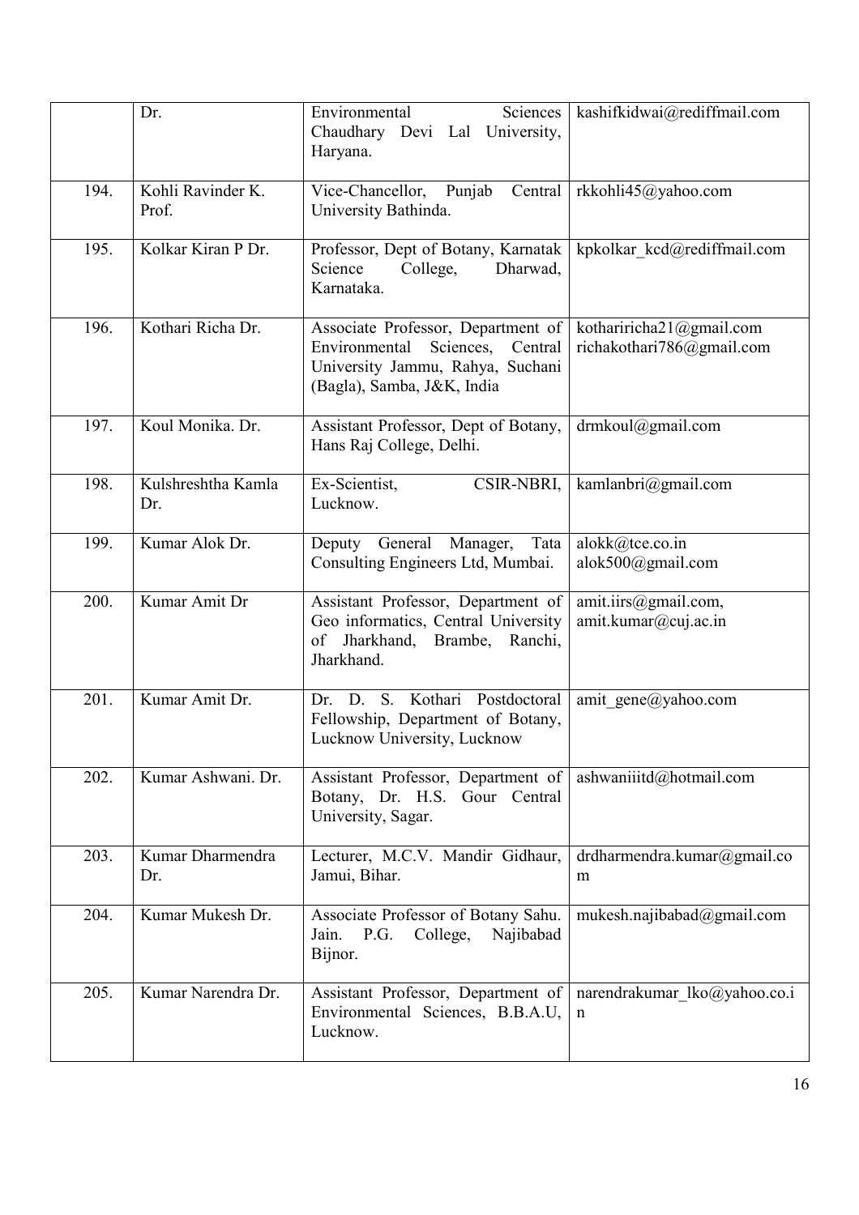|  | Dr. | Environmental Sciences Chaudhary Devi Lal University, Haryana. | kashifkidwai@rediffmail.com |
|---|---|---|---|
| 194. | Kohli Ravinder K. Prof. | Vice-Chancellor, Punjab Central University Bathinda. | rkkohli45@yahoo.com |
| 195. | Kolkar Kiran P Dr. | Professor, Dept of Botany, Karnatak Science College, Dharwad, Karnataka. | kpkolkar_kcd@rediffmail.com |
| 196. | Kothari Richa Dr. | Associate Professor, Department of Environmental Sciences, Central University Jammu, Rahya, Suchani (Bagla), Samba, J&K, India | kothariricha21@gmail.com richakothari786@gmail.com |
| 197. | Koul Monika. Dr. | Assistant Professor, Dept of Botany, Hans Raj College, Delhi. | drmkoul@gmail.com |
| 198. | Kulshreshtha Kamla Dr. | Ex-Scientist, CSIR-NBRI, Lucknow. | kamlanbri@gmail.com |
| 199. | Kumar Alok Dr. | Deputy General Manager, Tata Consulting Engineers Ltd, Mumbai. | alokk@tce.co.in alok500@gmail.com |
| 200. | Kumar Amit Dr | Assistant Professor, Department of Geo informatics, Central University of Jharkhand, Brambe, Ranchi, Jharkhand. | amit.iirs@gmail.com, amit.kumar@cuj.ac.in |
| 201. | Kumar Amit Dr. | Dr. D. S. Kothari Postdoctoral Fellowship, Department of Botany, Lucknow University, Lucknow | amit_gene@yahoo.com |
| 202. | Kumar Ashwani. Dr. | Assistant Professor, Department of Botany, Dr. H.S. Gour Central University, Sagar. | ashwaniiitd@hotmail.com |
| 203. | Kumar Dharmendra Dr. | Lecturer, M.C.V. Mandir Gidhaur, Jamui, Bihar. | drdharmendra.kumar@gmail.com |
| 204. | Kumar Mukesh Dr. | Associate Professor of Botany Sahu. Jain. P.G. College, Najibabad Bijnor. | mukesh.najibabad@gmail.com |
| 205. | Kumar Narendra Dr. | Assistant Professor, Department of Environmental Sciences, B.B.A.U, Lucknow. | narendrakumar_lko@yahoo.co.in |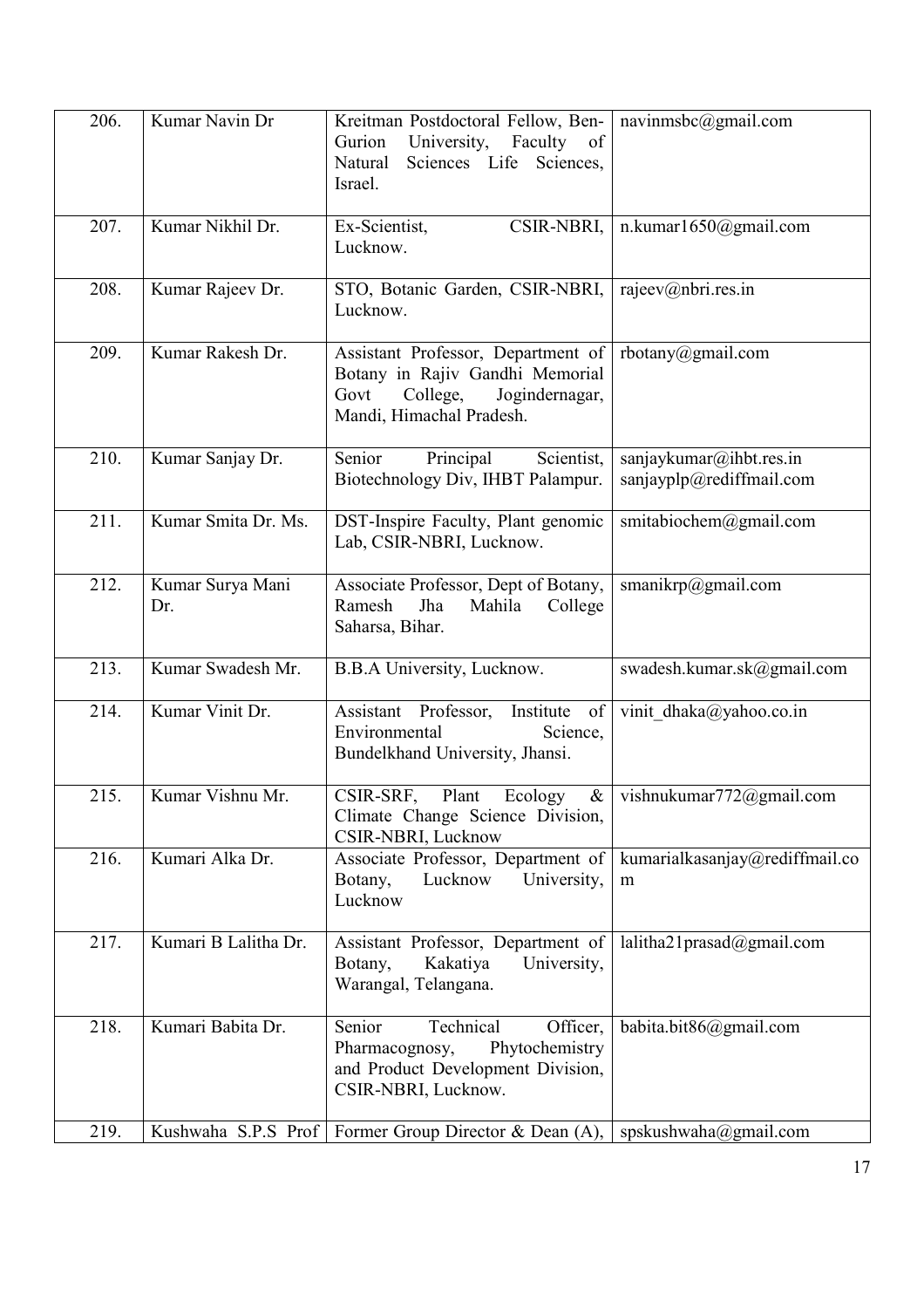| 206. | Kumar Navin Dr | Kreitman Postdoctoral Fellow, Ben-Gurion University, Faculty of Natural Sciences Life Sciences, Israel. | navinmsbc@gmail.com |
|---|---|---|---|
| 207. | Kumar Nikhil Dr. | Ex-Scientist, CSIR-NBRI, Lucknow. | n.kumar1650@gmail.com |
| 208. | Kumar Rajeev Dr. | STO, Botanic Garden, CSIR-NBRI, Lucknow. | rajeev@nbri.res.in |
| 209. | Kumar Rakesh Dr. | Assistant Professor, Department of Botany in Rajiv Gandhi Memorial Govt College, Jogindernagar, Mandi, Himachal Pradesh. | rbotany@gmail.com |
| 210. | Kumar Sanjay Dr. | Senior Principal Scientist, Biotechnology Div, IHBT Palampur. | sanjaykumar@ihbt.res.in sanjayplp@rediffmail.com |
| 211. | Kumar Smita Dr. Ms. | DST-Inspire Faculty, Plant genomic Lab, CSIR-NBRI, Lucknow. | smitabiochem@gmail.com |
| 212. | Kumar Surya Mani Dr. | Associate Professor, Dept of Botany, Ramesh Jha Mahila College Saharsa, Bihar. | smanikrp@gmail.com |
| 213. | Kumar Swadesh Mr. | B.B.A University, Lucknow. | swadesh.kumar.sk@gmail.com |
| 214. | Kumar Vinit Dr. | Assistant Professor, Institute of Environmental Science, Bundelkhand University, Jhansi. | vinit_dhaka@yahoo.co.in |
| 215. | Kumar Vishnu Mr. | CSIR-SRF, Plant Ecology & Climate Change Science Division, CSIR-NBRI, Lucknow | vishnukumar772@gmail.com |
| 216. | Kumari Alka Dr. | Associate Professor, Department of Botany, Lucknow University, Lucknow | kumarialkasanjay@rediffmail.com |
| 217. | Kumari B Lalitha Dr. | Assistant Professor, Department of Botany, Kakatiya University, Warangal, Telangana. | lalitha21prasad@gmail.com |
| 218. | Kumari Babita Dr. | Senior Technical Officer, Pharmacognosy, Phytochemistry and Product Development Division, CSIR-NBRI, Lucknow. | babita.bit86@gmail.com |
| 219. | Kushwaha S.P.S Prof | Former Group Director & Dean (A), | spskushwaha@gmail.com |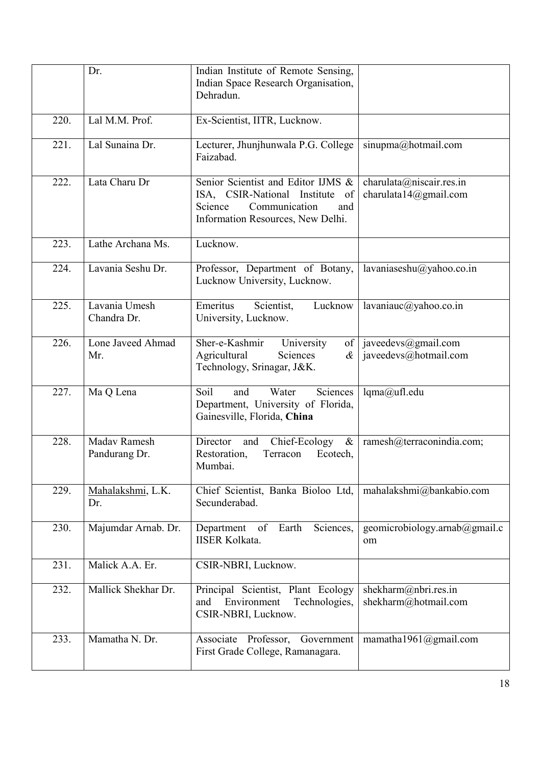| | | | |
|---|---|---|---|
| | Dr. | Indian Institute of Remote Sensing, Indian Space Research Organisation, Dehradun. | |
| 220. | Lal M.M. Prof. | Ex-Scientist, IITR, Lucknow. | |
| 221. | Lal Sunaina Dr. | Lecturer, Jhunjhunwala P.G. College Faizabad. | sinupma@hotmail.com |
| 222. | Lata Charu Dr | Senior Scientist and Editor IJMS & ISA, CSIR-National Institute of Science Communication and Information Resources, New Delhi. | charulata@niscair.res.in charulata14@gmail.com |
| 223. | Lathe Archana Ms. | Lucknow. | |
| 224. | Lavania Seshu Dr. | Professor, Department of Botany, Lucknow University, Lucknow. | lavaniaseshu@yahoo.co.in |
| 225. | Lavania Umesh Chandra Dr. | Emeritus Scientist, Lucknow University, Lucknow. | lavaniauc@yahoo.co.in |
| 226. | Lone Javeed Ahmad Mr. | Sher-e-Kashmir University of Agricultural Sciences & Technology, Srinagar, J&K. | javeedevs@gmail.com javeedevs@hotmail.com |
| 227. | Ma Q Lena | Soil and Water Sciences Department, University of Florida, Gainesville, Florida, **China** | lqma@ufl.edu |
| 228. | Madav Ramesh Pandurang Dr. | Director and Chief-Ecology & Restoration, Terracon Ecotech, Mumbai. | ramesh@terraconindia.com; |
| 229. | Mahalakshmi, L.K. Dr. | Chief Scientist, Banka Bioloo Ltd, Secunderabad. | mahalakshmi@bankabio.com |
| 230. | Majumdar Arnab. Dr. | Department of Earth Sciences, IISER Kolkata. | geomicrobiology.arnab@gmail.com |
| 231. | Malick A.A. Er. | CSIR-NBRI, Lucknow. | |
| 232. | Mallick Shekhar Dr. | Principal Scientist, Plant Ecology and Environment Technologies, CSIR-NBRI, Lucknow. | shekharm@nbri.res.in shekharm@hotmail.com |
| 233. | Mamatha N. Dr. | Associate Professor, Government First Grade College, Ramanagara. | mamatha1961@gmail.com |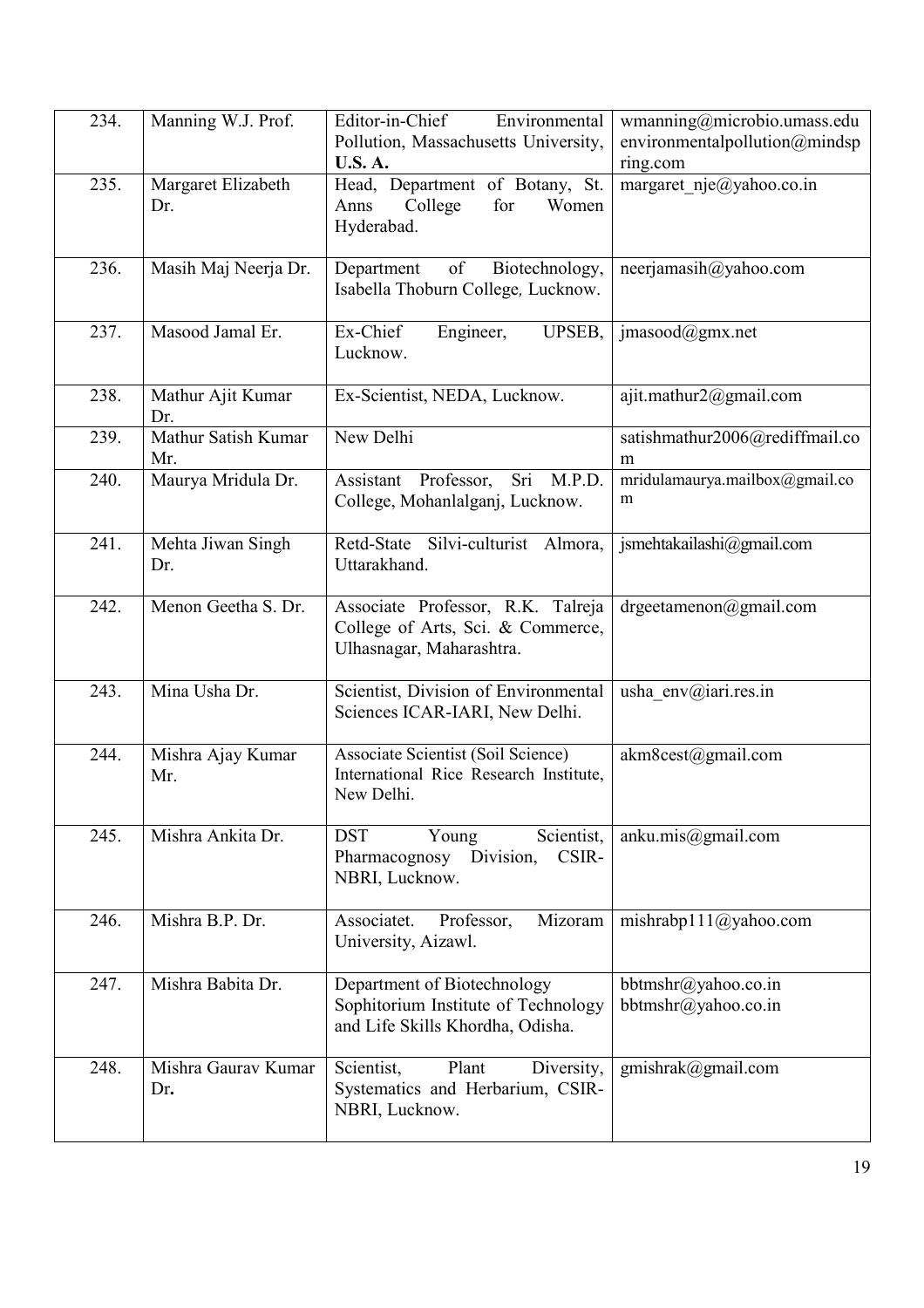| | | | |
|---|---|---|---|
| 234. | Manning W.J. Prof. | Editor-in-Chief Environmental Pollution, Massachusetts University, **U.S. A.** | wmanning@microbio.umass.edu environmentalpollution@mindspring.com |
| 235. | Margaret Elizabeth Dr. | Head, Department of Botany, St. Anns College for Women Hyderabad. | margaret_nje@yahoo.co.in |
| 236. | Masih Maj Neerja Dr. | Department of Biotechnology, Isabella Thoburn College, Lucknow. | neerjamasih@yahoo.com |
| 237. | Masood Jamal Er. | Ex-Chief Engineer, UPSEB, Lucknow. | jmasood@gmx.net |
| 238. | Mathur Ajit Kumar Dr. | Ex-Scientist, NEDA, Lucknow. | ajit.mathur2@gmail.com |
| 239. | Mathur Satish Kumar Mr. | New Delhi | satishmathur2006@rediffmail.com |
| 240. | Maurya Mridula Dr. | Assistant Professor, Sri M.P.D. College, Mohanlalganj, Lucknow. | mridulamaurya.mailbox@gmail.com |
| 241. | Mehta Jiwan Singh Dr. | Retd-State Silvi-culturist Almora, Uttarakhand. | jsmehtakailashi@gmail.com |
| 242. | Menon Geetha S. Dr. | Associate Professor, R.K. Talreja College of Arts, Sci. & Commerce, Ulhasnagar, Maharashtra. | drgeetamenon@gmail.com |
| 243. | Mina Usha Dr. | Scientist, Division of Environmental Sciences ICAR-IARI, New Delhi. | usha_env@iari.res.in |
| 244. | Mishra Ajay Kumar Mr. | Associate Scientist (Soil Science) International Rice Research Institute, New Delhi. | akm8cest@gmail.com |
| 245. | Mishra Ankita Dr. | DST Young Scientist, Pharmacognosy Division, CSIR-NBRI, Lucknow. | anku.mis@gmail.com |
| 246. | Mishra B.P. Dr. | Associatet. Professor, Mizoram University, Aizawl. | mishrabp111@yahoo.com |
| 247. | Mishra Babita Dr. | Department of Biotechnology Sophitorium Institute of Technology and Life Skills Khordha, Odisha. | bbtmshr@yahoo.co.in bbtmshr@yahoo.co.in |
| 248. | Mishra Gaurav Kumar Dr**.** | Scientist, Plant Diversity, Systematics and Herbarium, CSIR-NBRI, Lucknow. | gmishrak@gmail.com |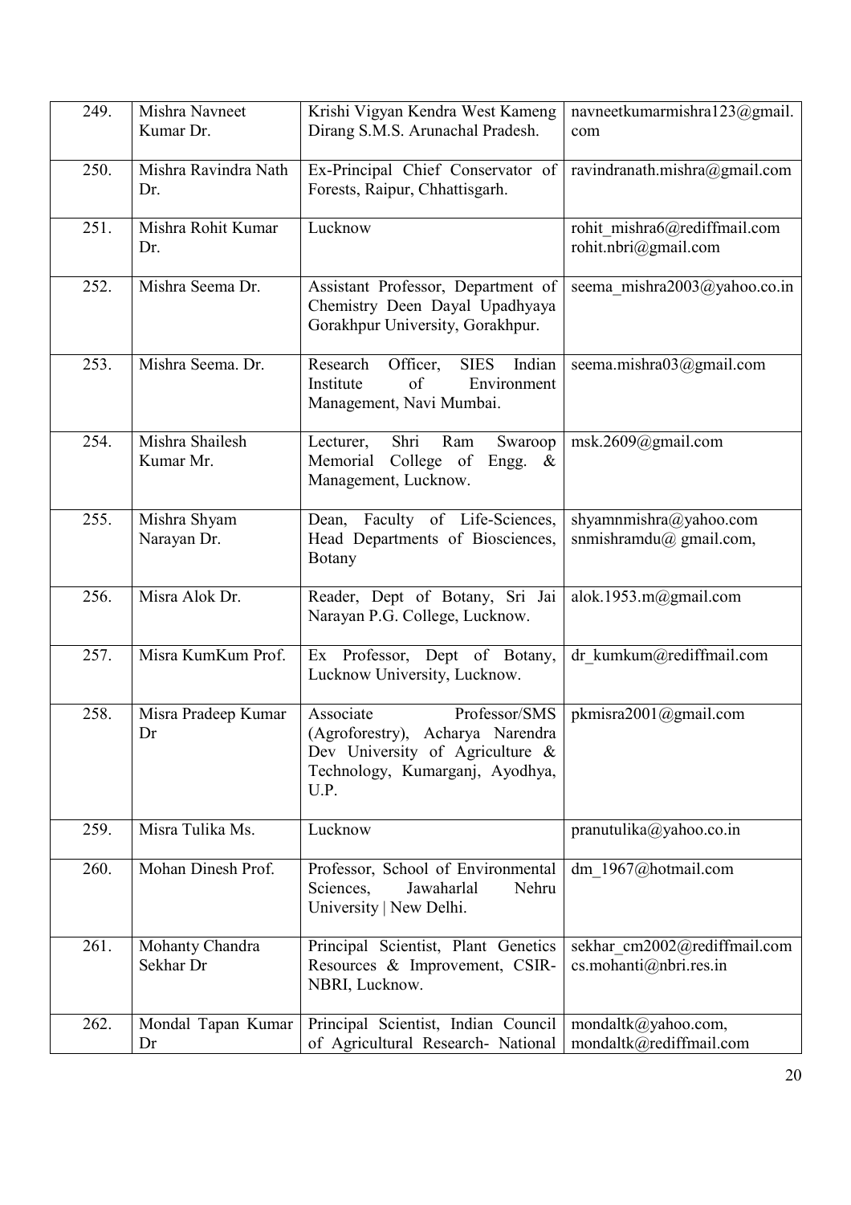| 249. | Mishra Navneet Kumar Dr. | Krishi Vigyan Kendra West Kameng Dirang S.M.S. Arunachal Pradesh. | navneetkumarmishra123@gmail.com |
|---|---|---|---|
| 250. | Mishra Ravindra Nath Dr. | Ex-Principal Chief Conservator of Forests, Raipur, Chhattisgarh. | ravindranath.mishra@gmail.com |
| 251. | Mishra Rohit Kumar Dr. | Lucknow | rohit_mishra6@rediffmail.com rohit.nbri@gmail.com |
| 252. | Mishra Seema Dr. | Assistant Professor, Department of Chemistry Deen Dayal Upadhyaya Gorakhpur University, Gorakhpur. | seema_mishra2003@yahoo.co.in |
| 253. | Mishra Seema. Dr. | Research Officer, SIES Indian Institute of Environment Management, Navi Mumbai. | seema.mishra03@gmail.com |
| 254. | Mishra Shailesh Kumar Mr. | Lecturer, Shri Ram Swaroop Memorial College of Engg. & Management, Lucknow. | msk.2609@gmail.com |
| 255. | Mishra Shyam Narayan Dr. | Dean, Faculty of Life-Sciences, Head Departments of Biosciences, Botany | shyamnmishra@yahoo.com snmishramdu@ gmail.com, |
| 256. | Misra Alok Dr. | Reader, Dept of Botany, Sri Jai Narayan P.G. College, Lucknow. | alok.1953.m@gmail.com |
| 257. | Misra KumKum Prof. | Ex Professor, Dept of Botany, Lucknow University, Lucknow. | dr_kumkum@rediffmail.com |
| 258. | Misra Pradeep Kumar Dr | Associate Professor/SMS (Agroforestry), Acharya Narendra Dev University of Agriculture & Technology, Kumarganj, Ayodhya, U.P. | pkmisra2001@gmail.com |
| 259. | Misra Tulika Ms. | Lucknow | pranutulika@yahoo.co.in |
| 260. | Mohan Dinesh Prof. | Professor, School of Environmental Sciences, Jawaharlal Nehru University \| New Delhi. | dm_1967@hotmail.com |
| 261. | Mohanty Chandra Sekhar Dr | Principal Scientist, Plant Genetics Resources & Improvement, CSIR-NBRI, Lucknow. | sekhar_cm2002@rediffmail.com cs.mohanti@nbri.res.in |
| 262. | Mondal Tapan Kumar Dr | Principal Scientist, Indian Council of Agricultural Research- National | mondaltk@yahoo.com, mondaltk@rediffmail.com |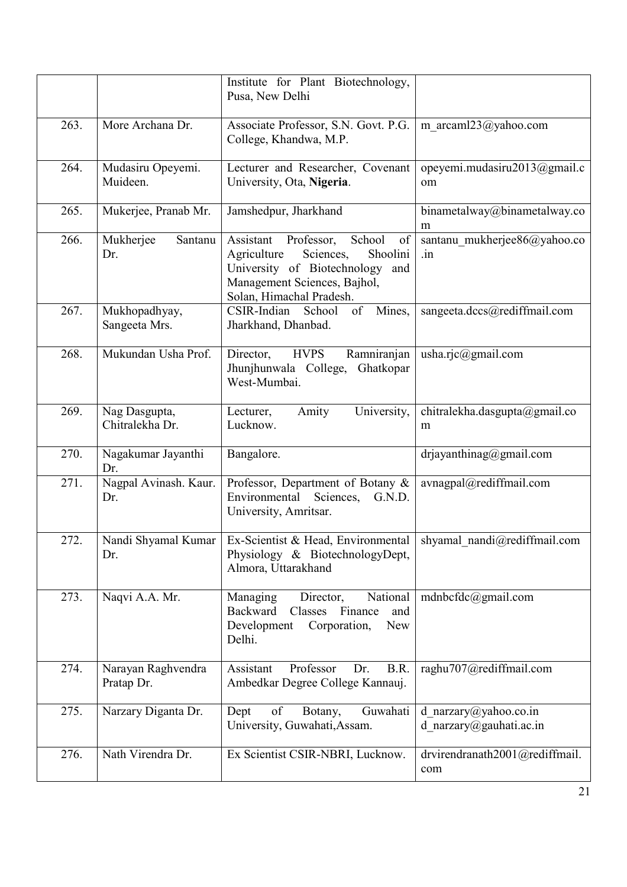| | | | |
|---|---|---|---|
| | | Institute for Plant Biotechnology, Pusa, New Delhi | |
| 263. | More Archana Dr. | Associate Professor, S.N. Govt. P.G. College, Khandwa, M.P. | m_arcaml23@yahoo.com |
| 264. | Mudasiru Opeyemi. Muideen. | Lecturer and Researcher, Covenant University, Ota, **Nigeria**. | opeyemi.mudasiru2013@gmail.com |
| 265. | Mukerjee, Pranab Mr. | Jamshedpur, Jharkhand | binametalway@binametalway.com |
| 266. | Mukherjee Santanu Dr. | Assistant Professor, School of Agriculture Sciences, Shoolini University of Biotechnology and Management Sciences, Bajhol, Solan, Himachal Pradesh. | santanu_mukherjee86@yahoo.co.in |
| 267. | Mukhopadhyay, Sangeeta Mrs. | CSIR-Indian School of Mines, Jharkhand, Dhanbad. | sangeeta.dccs@rediffmail.com |
| 268. | Mukundan Usha Prof. | Director, HVPS Ramniranjan Jhunjhunwala College, Ghatkopar West-Mumbai. | usha.rjc@gmail.com |
| 269. | Nag Dasgupta, Chitralekha Dr. | Lecturer, Amity University, Lucknow. | chitralekha.dasgupta@gmail.com |
| 270. | Nagakumar Jayanthi Dr. | Bangalore. | drjayanthinag@gmail.com |
| 271. | Nagpal Avinash. Kaur. Dr. | Professor, Department of Botany & Environmental Sciences, G.N.D. University, Amritsar. | avnagpal@rediffmail.com |
| 272. | Nandi Shyamal Kumar Dr. | Ex-Scientist & Head, Environmental Physiology & BiotechnologyDept, Almora, Uttarakhand | shyamal_nandi@rediffmail.com |
| 273. | Naqvi A.A. Mr. | Managing Director, National Backward Classes Finance and Development Corporation, New Delhi. | mdnbcfdc@gmail.com |
| 274. | Narayan Raghvendra Pratap Dr. | Assistant Professor Dr. B.R. Ambedkar Degree College Kannauj. | raghu707@rediffmail.com |
| 275. | Narzary Diganta Dr. | Dept of Botany, Guwahati University, Guwahati,Assam. | d_narzary@yahoo.co.in<br>d_narzary@gauhati.ac.in |
| 276. | Nath Virendra Dr. | Ex Scientist CSIR-NBRI, Lucknow. | drvirendranath2001@rediffmail.com |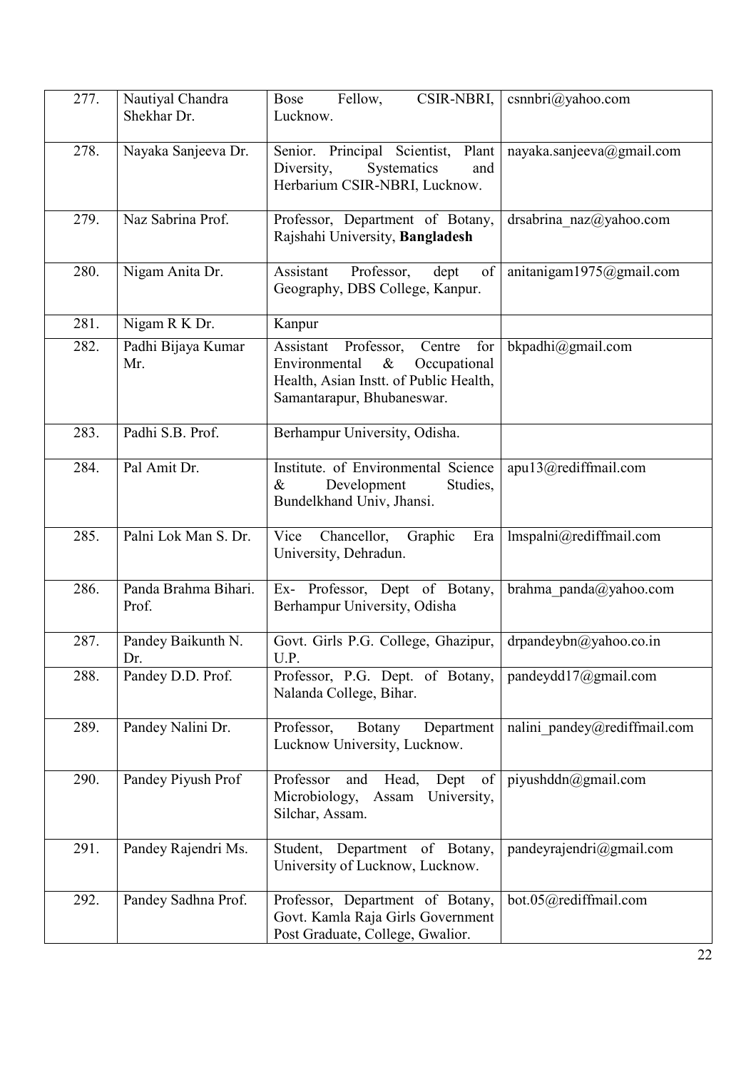| 277. | Nautiyal Chandra Shekhar Dr. | Bose Fellow, CSIR-NBRI, Lucknow. | csnnbri@yahoo.com |
|---|---|---|---|
| 278. | Nayaka Sanjeeva Dr. | Senior. Principal Scientist, Plant Diversity, Systematics and Herbarium CSIR-NBRI, Lucknow. | nayaka.sanjeeva@gmail.com |
| 279. | Naz Sabrina Prof. | Professor, Department of Botany, Rajshahi University, **Bangladesh** | drsabrina_naz@yahoo.com |
| 280. | Nigam Anita Dr. | Assistant Professor, dept of Geography, DBS College, Kanpur. | anitanigam1975@gmail.com |
| 281. | Nigam R K Dr. | Kanpur | |
| 282. | Padhi Bijaya Kumar Mr. | Assistant Professor, Centre for Environmental & Occupational Health, Asian Instt. of Public Health, Samantarapur, Bhubaneswar. | bkpadhi@gmail.com |
| 283. | Padhi S.B. Prof. | Berhampur University, Odisha. | |
| 284. | Pal Amit Dr. | Institute. of Environmental Science & Development Studies, Bundelkhand Univ, Jhansi. | apu13@rediffmail.com |
| 285. | Palni Lok Man S. Dr. | Vice Chancellor, Graphic Era University, Dehradun. | lmspalni@rediffmail.com |
| 286. | Panda Brahma Bihari. Prof. | Ex- Professor, Dept of Botany, Berhampur University, Odisha | brahma_panda@yahoo.com |
| 287. | Pandey Baikunth N. Dr. | Govt. Girls P.G. College, Ghazipur, U.P. | drpandeybn@yahoo.co.in |
| 288. | Pandey D.D. Prof. | Professor, P.G. Dept. of Botany, Nalanda College, Bihar. | pandeydd17@gmail.com |
| 289. | Pandey Nalini Dr. | Professor, Botany Department Lucknow University, Lucknow. | nalini_pandey@rediffmail.com |
| 290. | Pandey Piyush Prof | Professor and Head, Dept of Microbiology, Assam University, Silchar, Assam. | piyushddn@gmail.com |
| 291. | Pandey Rajendri Ms. | Student, Department of Botany, University of Lucknow, Lucknow. | pandeyrajendri@gmail.com |
| 292. | Pandey Sadhna Prof. | Professor, Department of Botany, Govt. Kamla Raja Girls Government Post Graduate, College, Gwalior. | bot.05@rediffmail.com |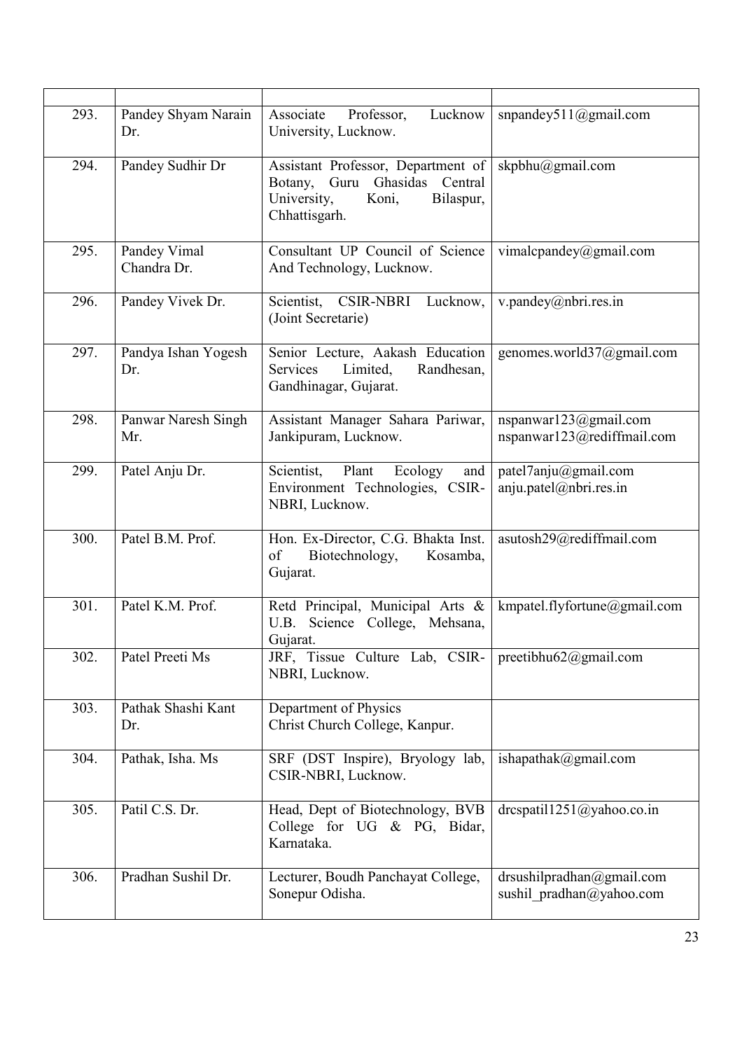| | | | |
|---|---|---|---|
| 293. | Pandey Shyam Narain Dr. | Associate Professor, Lucknow University, Lucknow. | snpandey511@gmail.com |
| 294. | Pandey Sudhir Dr | Assistant Professor, Department of Botany, Guru Ghasidas Central University, Koni, Bilaspur, Chhattisgarh. | skpbhu@gmail.com |
| 295. | Pandey Vimal Chandra Dr. | Consultant UP Council of Science And Technology, Lucknow. | vimalcpandey@gmail.com |
| 296. | Pandey Vivek Dr. | Scientist, CSIR-NBRI Lucknow, (Joint Secretarie) | v.pandey@nbri.res.in |
| 297. | Pandya Ishan Yogesh Dr. | Senior Lecture, Aakash Education Services Limited, Randhesan, Gandhinagar, Gujarat. | genomes.world37@gmail.com |
| 298. | Panwar Naresh Singh Mr. | Assistant Manager Sahara Pariwar, Jankipuram, Lucknow. | nspanwar123@gmail.com nspanwar123@rediffmail.com |
| 299. | Patel Anju Dr. | Scientist, Plant Ecology and Environment Technologies, CSIR-NBRI, Lucknow. | patel7anju@gmail.com anju.patel@nbri.res.in |
| 300. | Patel B.M. Prof. | Hon. Ex-Director, C.G. Bhakta Inst. of Biotechnology, Kosamba, Gujarat. | asutosh29@rediffmail.com |
| 301. | Patel K.M. Prof. | Retd Principal, Municipal Arts & U.B. Science College, Mehsana, Gujarat. | kmpatel.flyfortune@gmail.com |
| 302. | Patel Preeti Ms | JRF, Tissue Culture Lab, CSIR-NBRI, Lucknow. | preetibhu62@gmail.com |
| 303. | Pathak Shashi Kant Dr. | Department of Physics Christ Church College, Kanpur. | |
| 304. | Pathak, Isha. Ms | SRF (DST Inspire), Bryology lab, CSIR-NBRI, Lucknow. | ishapathak@gmail.com |
| 305. | Patil C.S. Dr. | Head, Dept of Biotechnology, BVB College for UG & PG, Bidar, Karnataka. | drcspatil1251@yahoo.co.in |
| 306. | Pradhan Sushil Dr. | Lecturer, Boudh Panchayat College, Sonepur Odisha. | drsushilpradhan@gmail.com sushil_pradhan@yahoo.com |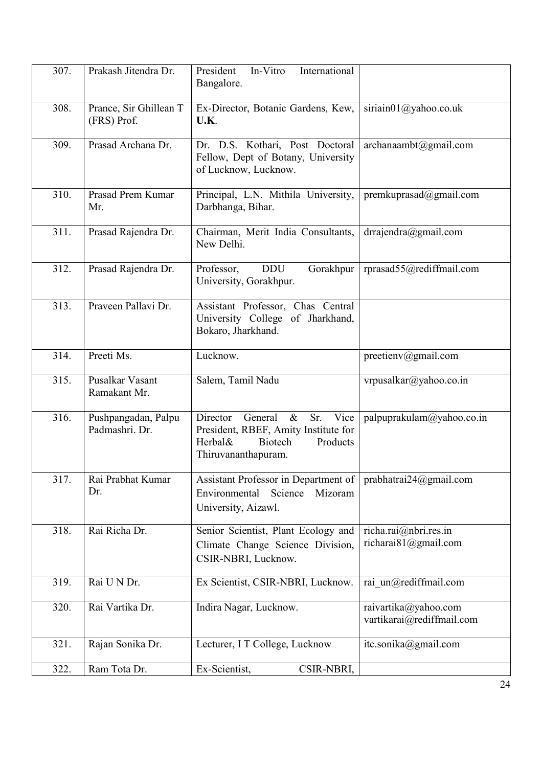| 307. | Prakash Jitendra Dr. | President In-Vitro International Bangalore. | |
|---|---|---|---|
| 308. | Prance, Sir Ghillean T (FRS) Prof. | Ex-Director, Botanic Gardens, Kew, **U.K**. | siriain01@yahoo.co.uk |
| 309. | Prasad Archana Dr. | Dr. D.S. Kothari, Post Doctoral Fellow, Dept of Botany, University of Lucknow, Lucknow. | archanaambt@gmail.com |
| 310. | Prasad Prem Kumar Mr. | Principal, L.N. Mithila University, Darbhanga, Bihar. | premkuprasad@gmail.com |
| 311. | Prasad Rajendra Dr. | Chairman, Merit India Consultants, New Delhi. | drrajendra@gmail.com |
| 312. | Prasad Rajendra Dr. | Professor, DDU Gorakhpur University, Gorakhpur. | rprasad55@rediffmail.com |
| 313. | Praveen Pallavi Dr. | Assistant Professor, Chas Central University College of Jharkhand, Bokaro, Jharkhand. | |
| 314. | Preeti Ms. | Lucknow. | preetienv@gmail.com |
| 315. | Pusalkar Vasant Ramakant Mr. | Salem, Tamil Nadu | vrpusalkar@yahoo.co.in |
| 316. | Pushpangadan, Palpu Padmashri. Dr. | Director General & Sr. Vice President, RBEF, Amity Institute for Herbal& Biotech Products Thiruvananthapuram. | palpuprakulam@yahoo.co.in |
| 317. | Rai Prabhat Kumar Dr. | Assistant Professor in Department of Environmental Science Mizoram University, Aizawl. | prabhatrai24@gmail.com |
| 318. | Rai Richa Dr. | Senior Scientist, Plant Ecology and Climate Change Science Division, CSIR-NBRI, Lucknow. | richa.rai@nbri.res.in richarai81@gmail.com |
| 319. | Rai U N Dr. | Ex Scientist, CSIR-NBRI, Lucknow. | rai_un@rediffmail.com |
| 320. | Rai Vartika Dr. | Indira Nagar, Lucknow. | raivartika@yahoo.com vartikarai@rediffmail.com |
| 321. | Rajan Sonika Dr. | Lecturer, I T College, Lucknow | itc.sonika@gmail.com |
| 322. | Ram Tota Dr. | Ex-Scientist, CSIR-NBRI, | |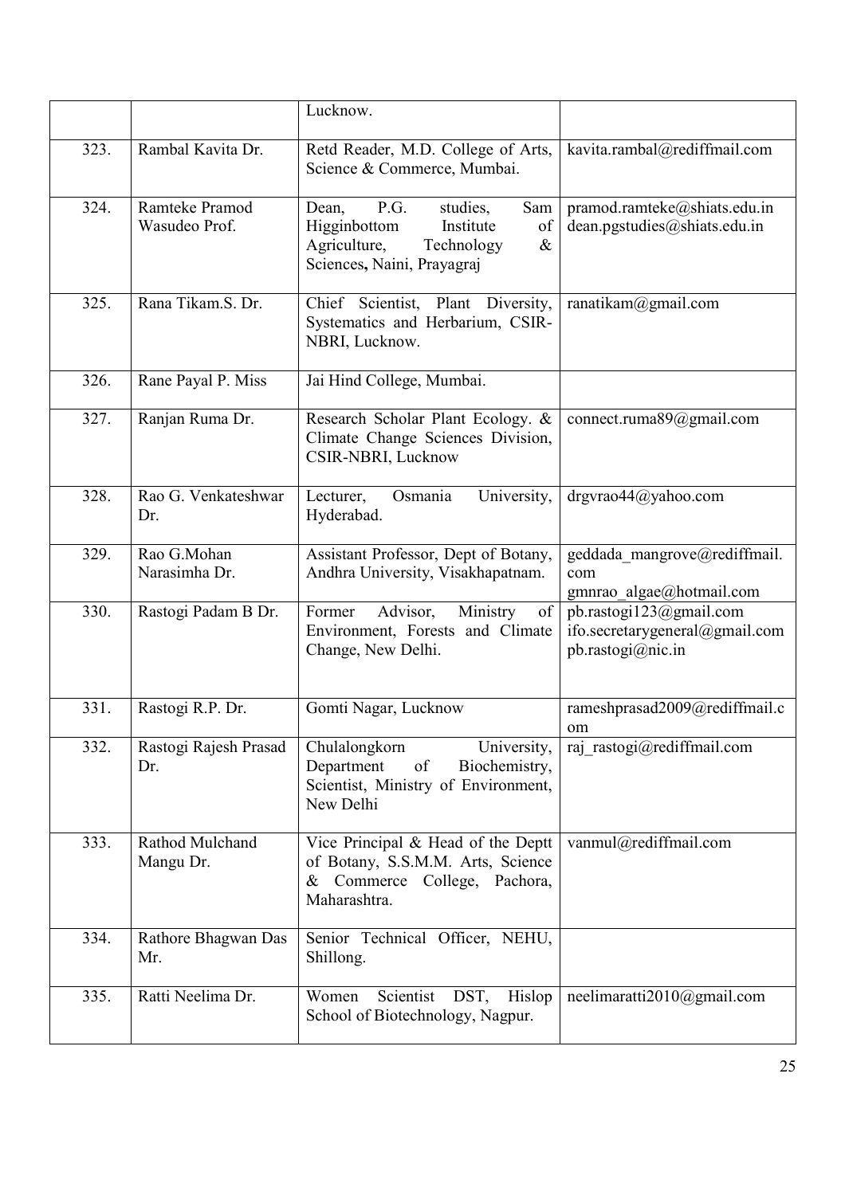| | | | |
|---|---|---|---|
| | | Lucknow. | |
| 323. | Rambal Kavita Dr. | Retd Reader, M.D. College of Arts, Science & Commerce, Mumbai. | kavita.rambal@rediffmail.com |
| 324. | Ramteke Pramod Wasudeo Prof. | Dean, P.G. studies, Sam Higginbottom Institute of Agriculture, Technology & Sciences, Naini, Prayagraj | pramod.ramteke@shiats.edu.in dean.pgstudies@shiats.edu.in |
| 325. | Rana Tikam.S. Dr. | Chief Scientist, Plant Diversity, Systematics and Herbarium, CSIR-NBRI, Lucknow. | ranatikam@gmail.com |
| 326. | Rane Payal P. Miss | Jai Hind College, Mumbai. | |
| 327. | Ranjan Ruma Dr. | Research Scholar Plant Ecology. & Climate Change Sciences Division, CSIR-NBRI, Lucknow | connect.ruma89@gmail.com |
| 328. | Rao G. Venkateshwar Dr. | Lecturer, Osmania University, Hyderabad. | drgvrao44@yahoo.com |
| 329. | Rao G.Mohan Narasimha Dr. | Assistant Professor, Dept of Botany, Andhra University, Visakhapatnam. | geddada_mangrove@rediffmail.com gmnrao_algae@hotmail.com |
| 330. | Rastogi Padam B Dr. | Former Advisor, Ministry of Environment, Forests and Climate Change, New Delhi. | pb.rastogi123@gmail.com ifo.secretarygeneral@gmail.com pb.rastogi@nic.in |
| 331. | Rastogi R.P. Dr. | Gomti Nagar, Lucknow | rameshprasad2009@rediffmail.com |
| 332. | Rastogi Rajesh Prasad Dr. | Chulalongkorn University, Department of Biochemistry, Scientist, Ministry of Environment, New Delhi | raj_rastogi@rediffmail.com |
| 333. | Rathod Mulchand Mangu Dr. | Vice Principal & Head of the Deptt of Botany, S.S.M.M. Arts, Science & Commerce College, Pachora, Maharashtra. | vanmul@rediffmail.com |
| 334. | Rathore Bhagwan Das Mr. | Senior Technical Officer, NEHU, Shillong. | |
| 335. | Ratti Neelima Dr. | Women Scientist DST, Hislop School of Biotechnology, Nagpur. | neelimaratti2010@gmail.com |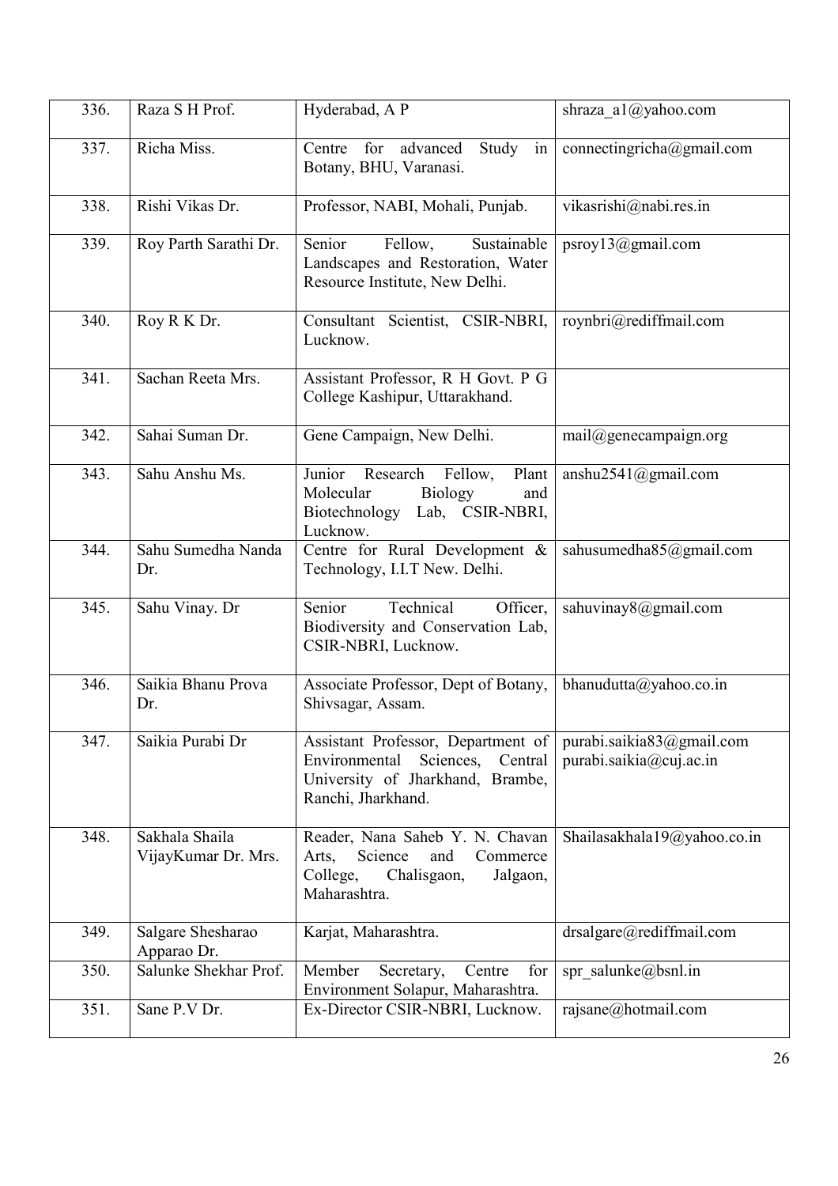| 336. | Raza S H Prof. | Hyderabad, A P | shraza_a1@yahoo.com |
|---|---|---|---|
| 337. | Richa Miss. | Centre for advanced Study in Botany, BHU, Varanasi. | connectingricha@gmail.com |
| 338. | Rishi Vikas Dr. | Professor, NABI, Mohali, Punjab. | vikasrishi@nabi.res.in |
| 339. | Roy Parth Sarathi Dr. | Senior Fellow, Sustainable Landscapes and Restoration, Water Resource Institute, New Delhi. | psroy13@gmail.com |
| 340. | Roy R K Dr. | Consultant Scientist, CSIR-NBRI, Lucknow. | roynbri@rediffmail.com |
| 341. | Sachan Reeta Mrs. | Assistant Professor, R H Govt. P G College Kashipur, Uttarakhand. | |
| 342. | Sahai Suman Dr. | Gene Campaign, New Delhi. | mail@genecampaign.org |
| 343. | Sahu Anshu Ms. | Junior Research Fellow, Plant Molecular Biology and Biotechnology Lab, CSIR-NBRI, Lucknow. | anshu2541@gmail.com |
| 344. | Sahu Sumedha Nanda Dr. | Centre for Rural Development & Technology, I.I.T New. Delhi. | sahusumedha85@gmail.com |
| 345. | Sahu Vinay. Dr | Senior Technical Officer, Biodiversity and Conservation Lab, CSIR-NBRI, Lucknow. | sahuvinay8@gmail.com |
| 346. | Saikia Bhanu Prova Dr. | Associate Professor, Dept of Botany, Shivsagar, Assam. | bhanudutta@yahoo.co.in |
| 347. | Saikia Purabi Dr | Assistant Professor, Department of Environmental Sciences, Central University of Jharkhand, Brambe, Ranchi, Jharkhand. | purabi.saikia83@gmail.com purabi.saikia@cuj.ac.in |
| 348. | Sakhala Shaila VijayKumar Dr. Mrs. | Reader, Nana Saheb Y. N. Chavan Arts, Science and Commerce College, Chalisgaon, Jalgaon, Maharashtra. | Shailasakhala19@yahoo.co.in |
| 349. | Salgare Shesharao Apparao Dr. | Karjat, Maharashtra. | drsalgare@rediffmail.com |
| 350. | Salunke Shekhar Prof. | Member Secretary, Centre for Environment Solapur, Maharashtra. | spr_salunke@bsnl.in |
| 351. | Sane P.V Dr. | Ex-Director CSIR-NBRI, Lucknow. | rajsane@hotmail.com |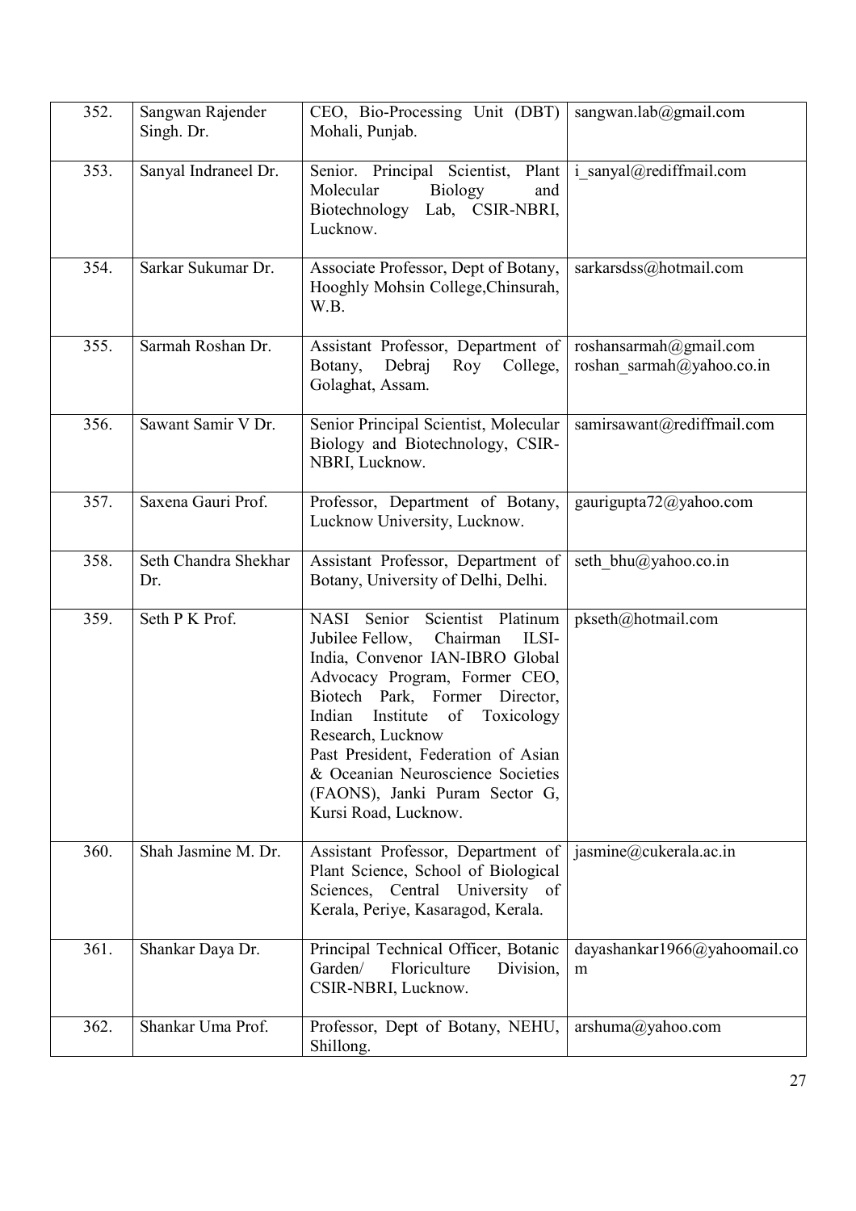| 352. | Sangwan Rajender Singh. Dr. | CEO, Bio-Processing Unit (DBT) Mohali, Punjab. | sangwan.lab@gmail.com |
|---|---|---|---|
| 353. | Sanyal Indraneel Dr. | Senior. Principal Scientist, Plant Molecular Biology and Biotechnology Lab, CSIR-NBRI, Lucknow. | i_sanyal@rediffmail.com |
| 354. | Sarkar Sukumar Dr. | Associate Professor, Dept of Botany, Hooghly Mohsin College,Chinsurah, W.B. | sarkarsdss@hotmail.com |
| 355. | Sarmah Roshan Dr. | Assistant Professor, Department of Botany, Debraj Roy College, Golaghat, Assam. | roshansarmah@gmail.com roshan_sarmah@yahoo.co.in |
| 356. | Sawant Samir V Dr. | Senior Principal Scientist, Molecular Biology and Biotechnology, CSIR-NBRI, Lucknow. | samirsawant@rediffmail.com |
| 357. | Saxena Gauri Prof. | Professor, Department of Botany, Lucknow University, Lucknow. | gaurigupta72@yahoo.com |
| 358. | Seth Chandra Shekhar Dr. | Assistant Professor, Department of Botany, University of Delhi, Delhi. | seth_bhu@yahoo.co.in |
| 359. | Seth P K Prof. | NASI Senior Scientist Platinum Jubilee Fellow, Chairman ILSI-India, Convenor IAN-IBRO Global Advocacy Program, Former CEO, Biotech Park, Former Director, Indian Institute of Toxicology Research, Lucknow Past President, Federation of Asian & Oceanian Neuroscience Societies (FAONS), Janki Puram Sector G, Kursi Road, Lucknow. | pkseth@hotmail.com |
| 360. | Shah Jasmine M. Dr. | Assistant Professor, Department of Plant Science, School of Biological Sciences, Central University of Kerala, Periye, Kasaragod, Kerala. | jasmine@cukerala.ac.in |
| 361. | Shankar Daya Dr. | Principal Technical Officer, Botanic Garden/ Floriculture Division, CSIR-NBRI, Lucknow. | dayashankar1966@yahoomail.com |
| 362. | Shankar Uma Prof. | Professor, Dept of Botany, NEHU, Shillong. | arshuma@yahoo.com |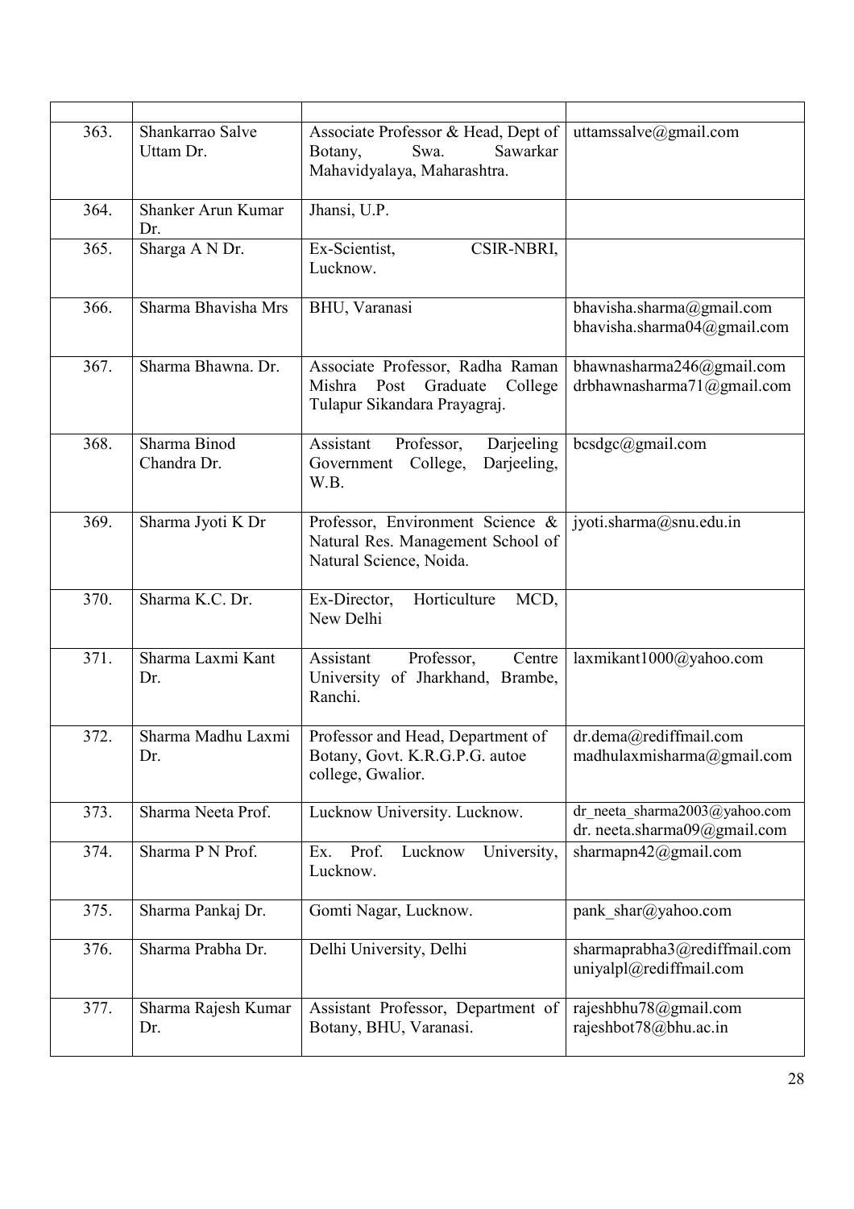| | | | |
|---|---|---|---|
| 363. | Shankarrao Salve Uttam Dr. | Associate Professor & Head, Dept of Botany, Swa. Sawarkar Mahavidyalaya, Maharashtra. | uttamssalve@gmail.com |
| 364. | Shanker Arun Kumar Dr. | Jhansi, U.P. | |
| 365. | Sharga A N Dr. | Ex-Scientist, CSIR-NBRI, Lucknow. | |
| 366. | Sharma Bhavisha Mrs | BHU, Varanasi | bhavisha.sharma@gmail.com bhavisha.sharma04@gmail.com |
| 367. | Sharma Bhawna. Dr. | Associate Professor, Radha Raman Mishra Post Graduate College Tulapur Sikandara Prayagraj. | bhawnasharma246@gmail.com drbhawnasharma71@gmail.com |
| 368. | Sharma Binod Chandra Dr. | Assistant Professor, Darjeeling Government College, Darjeeling, W.B. | bcsdgc@gmail.com |
| 369. | Sharma Jyoti K Dr | Professor, Environment Science & Natural Res. Management School of Natural Science, Noida. | jyoti.sharma@snu.edu.in |
| 370. | Sharma K.C. Dr. | Ex-Director, Horticulture MCD, New Delhi | |
| 371. | Sharma Laxmi Kant Dr. | Assistant Professor, Centre University of Jharkhand, Brambe, Ranchi. | laxmikant1000@yahoo.com |
| 372. | Sharma Madhu Laxmi Dr. | Professor and Head, Department of Botany, Govt. K.R.G.P.G. autoe college, Gwalior. | dr.dema@rediffmail.com madhulaxmisharma@gmail.com |
| 373. | Sharma Neeta Prof. | Lucknow University. Lucknow. | dr_neeta_sharma2003@yahoo.com dr. neeta.sharma09@gmail.com |
| 374. | Sharma P N Prof. | Ex. Prof. Lucknow University, Lucknow. | sharmapn42@gmail.com |
| 375. | Sharma Pankaj Dr. | Gomti Nagar, Lucknow. | pank_shar@yahoo.com |
| 376. | Sharma Prabha Dr. | Delhi University, Delhi | sharmaprabha3@rediffmail.com uniyalpl@rediffmail.com |
| 377. | Sharma Rajesh Kumar Dr. | Assistant Professor, Department of Botany, BHU, Varanasi. | rajeshbhu78@gmail.com rajeshbot78@bhu.ac.in |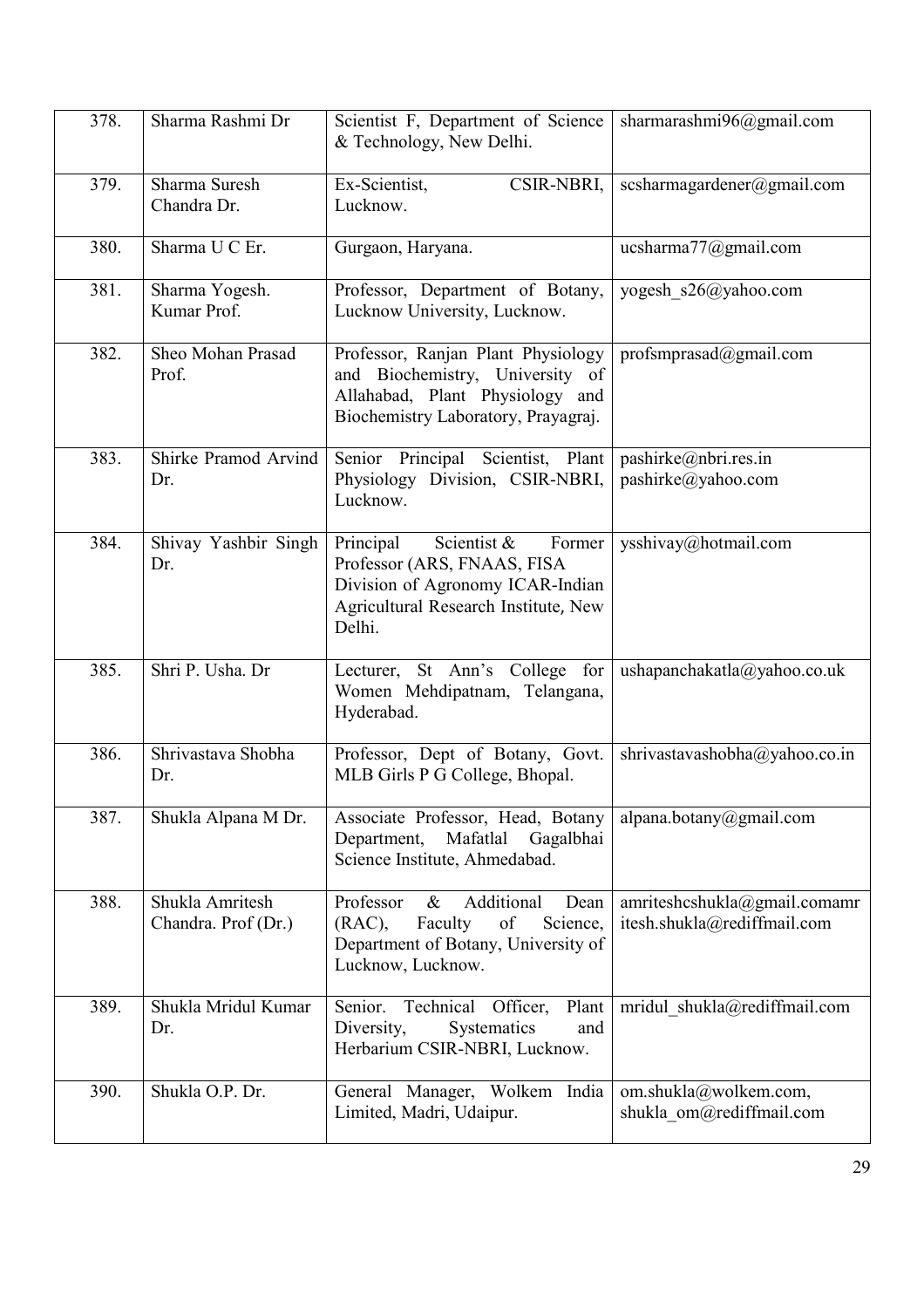| 378. | Sharma Rashmi Dr | Scientist F, Department of Science & Technology, New Delhi. | sharmarashmi96@gmail.com |
|---|---|---|---|
| 379. | Sharma Suresh Chandra Dr. | Ex-Scientist, CSIR-NBRI, Lucknow. | scsharmagardener@gmail.com |
| 380. | Sharma U C Er. | Gurgaon, Haryana. | ucsharma77@gmail.com |
| 381. | Sharma Yogesh. Kumar Prof. | Professor, Department of Botany, Lucknow University, Lucknow. | yogesh_s26@yahoo.com |
| 382. | Sheo Mohan Prasad Prof. | Professor, Ranjan Plant Physiology and Biochemistry, University of Allahabad, Plant Physiology and Biochemistry Laboratory, Prayagraj. | profsmprasad@gmail.com |
| 383. | Shirke Pramod Arvind Dr. | Senior Principal Scientist, Plant Physiology Division, CSIR-NBRI, Lucknow. | pashirke@nbri.res.in pashirke@yahoo.com |
| 384. | Shivay Yashbir Singh Dr. | Principal Scientist & Former Professor (ARS, FNAAS, FISA Division of Agronomy ICAR-Indian Agricultural Research Institute, New Delhi. | ysshivay@hotmail.com |
| 385. | Shri P. Usha. Dr | Lecturer, St Ann's College for Women Mehdipatnam, Telangana, Hyderabad. | ushapanchakatla@yahoo.co.uk |
| 386. | Shrivastava Shobha Dr. | Professor, Dept of Botany, Govt. MLB Girls P G College, Bhopal. | shrivastavashobha@yahoo.co.in |
| 387. | Shukla Alpana M Dr. | Associate Professor, Head, Botany Department, Mafatlal Gagalbhai Science Institute, Ahmedabad. | alpana.botany@gmail.com |
| 388. | Shukla Amritesh Chandra. Prof (Dr.) | Professor & Additional Dean (RAC), Faculty of Science, Department of Botany, University of Lucknow, Lucknow. | amriteshcshukla@gmail.comamritesh.shukla@rediffmail.com |
| 389. | Shukla Mridul Kumar Dr. | Senior. Technical Officer, Plant Diversity, Systematics and Herbarium CSIR-NBRI, Lucknow. | mridul_shukla@rediffmail.com |
| 390. | Shukla O.P. Dr. | General Manager, Wolkem India Limited, Madri, Udaipur. | om.shukla@wolkem.com, shukla_om@rediffmail.com |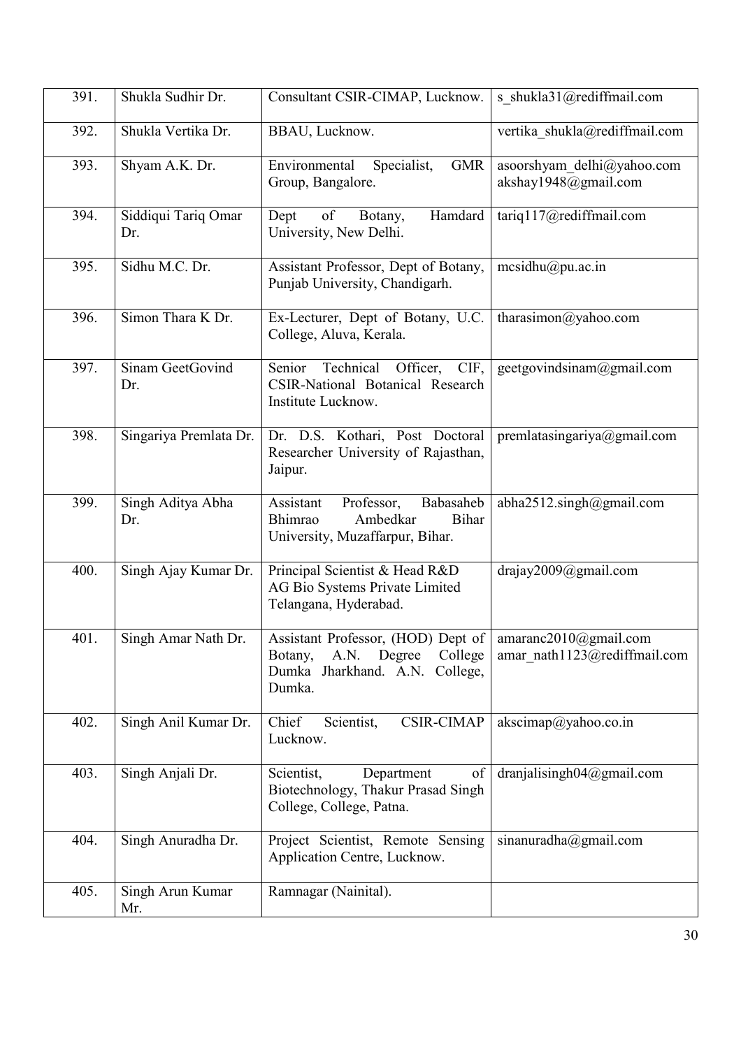| | | | |
|---|---|---|---|
| 391. | Shukla Sudhir Dr. | Consultant CSIR-CIMAP, Lucknow. | s_shukla31@rediffmail.com |
| 392. | Shukla Vertika Dr. | BBAU, Lucknow. | vertika_shukla@rediffmail.com |
| 393. | Shyam A.K. Dr. | Environmental Specialist, GMR Group, Bangalore. | asoorshyam_delhi@yahoo.com akshay1948@gmail.com |
| 394. | Siddiqui Tariq Omar Dr. | Dept of Botany, Hamdard University, New Delhi. | tariq117@rediffmail.com |
| 395. | Sidhu M.C. Dr. | Assistant Professor, Dept of Botany, Punjab University, Chandigarh. | mcsidhu@pu.ac.in |
| 396. | Simon Thara K Dr. | Ex-Lecturer, Dept of Botany, U.C. College, Aluva, Kerala. | tharasimon@yahoo.com |
| 397. | Sinam GeetGovind Dr. | Senior Technical Officer, CIF, CSIR-National Botanical Research Institute Lucknow. | geetgovindsinam@gmail.com |
| 398. | Singariya Premlata Dr. | Dr. D.S. Kothari, Post Doctoral Researcher University of Rajasthan, Jaipur. | premlatasingariya@gmail.com |
| 399. | Singh Aditya Abha Dr. | Assistant Professor, Babasaheb Bhimrao Ambedkar Bihar University, Muzaffarpur, Bihar. | abha2512.singh@gmail.com |
| 400. | Singh Ajay Kumar Dr. | Principal Scientist & Head R&D AG Bio Systems Private Limited Telangana, Hyderabad. | drajay2009@gmail.com |
| 401. | Singh Amar Nath Dr. | Assistant Professor, (HOD) Dept of Botany, A.N. Degree College Dumka Jharkhand. A.N. College, Dumka. | amaranc2010@gmail.com amar_nath1123@rediffmail.com |
| 402. | Singh Anil Kumar Dr. | Chief Scientist, CSIR-CIMAP Lucknow. | akscimap@yahoo.co.in |
| 403. | Singh Anjali Dr. | Scientist, Department of Biotechnology, Thakur Prasad Singh College, College, Patna. | dranjalisingh04@gmail.com |
| 404. | Singh Anuradha Dr. | Project Scientist, Remote Sensing Application Centre, Lucknow. | sinanuradha@gmail.com |
| 405. | Singh Arun Kumar Mr. | Ramnagar (Nainital). | |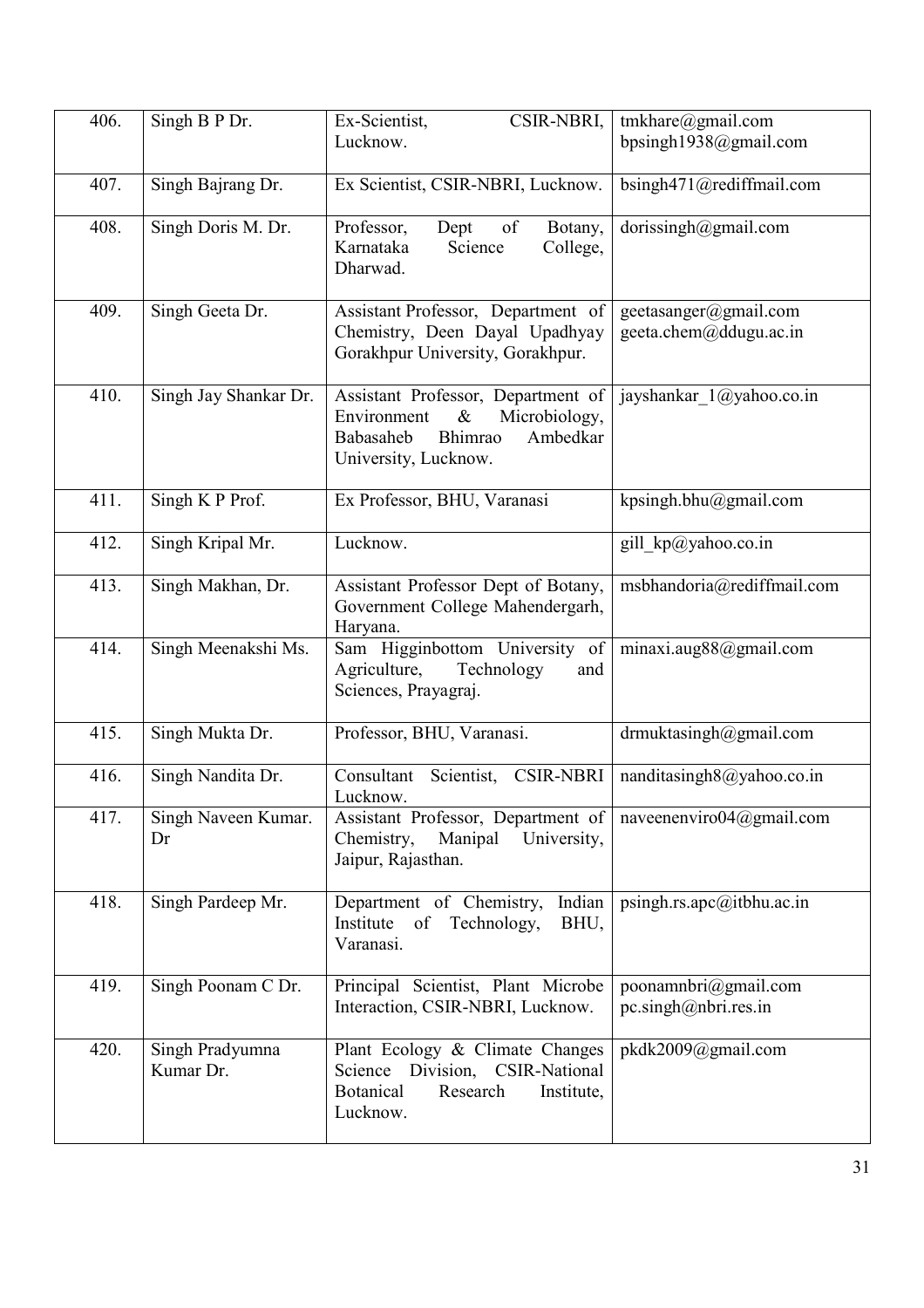| 406. | Singh B P Dr. | Ex-Scientist, CSIR-NBRI, Lucknow. | tmkhare@gmail.com bpsingh1938@gmail.com |
|---|---|---|---|
| 407. | Singh Bajrang Dr. | Ex Scientist, CSIR-NBRI, Lucknow. | bsingh471@rediffmail.com |
| 408. | Singh Doris M. Dr. | Professor, Dept of Botany, Karnataka Science College, Dharwad. | dorissingh@gmail.com |
| 409. | Singh Geeta Dr. | Assistant Professor, Department of Chemistry, Deen Dayal Upadhyay Gorakhpur University, Gorakhpur. | geetasanger@gmail.com geeta.chem@ddugu.ac.in |
| 410. | Singh Jay Shankar Dr. | Assistant Professor, Department of Environment & Microbiology, Babasaheb Bhimrao Ambedkar University, Lucknow. | jayshankar_1@yahoo.co.in |
| 411. | Singh K P Prof. | Ex Professor, BHU, Varanasi | kpsingh.bhu@gmail.com |
| 412. | Singh Kripal Mr. | Lucknow. | gill_kp@yahoo.co.in |
| 413. | Singh Makhan, Dr. | Assistant Professor Dept of Botany, Government College Mahendergarh, Haryana. | msbhandoria@rediffmail.com |
| 414. | Singh Meenakshi Ms. | Sam Higginbottom University of Agriculture, Technology and Sciences, Prayagraj. | minaxi.aug88@gmail.com |
| 415. | Singh Mukta Dr. | Professor, BHU, Varanasi. | drmuktasingh@gmail.com |
| 416. | Singh Nandita Dr. | Consultant Scientist, CSIR-NBRI Lucknow. | nanditasingh8@yahoo.co.in |
| 417. | Singh Naveen Kumar. Dr | Assistant Professor, Department of Chemistry, Manipal University, Jaipur, Rajasthan. | naveenenviro04@gmail.com |
| 418. | Singh Pardeep Mr. | Department of Chemistry, Indian Institute of Technology, BHU, Varanasi. | psingh.rs.apc@itbhu.ac.in |
| 419. | Singh Poonam C Dr. | Principal Scientist, Plant Microbe Interaction, CSIR-NBRI, Lucknow. | poonamnbri@gmail.com pc.singh@nbri.res.in |
| 420. | Singh Pradyumna Kumar Dr. | Plant Ecology & Climate Changes Science Division, CSIR-National Botanical Research Institute, Lucknow. | pkdk2009@gmail.com |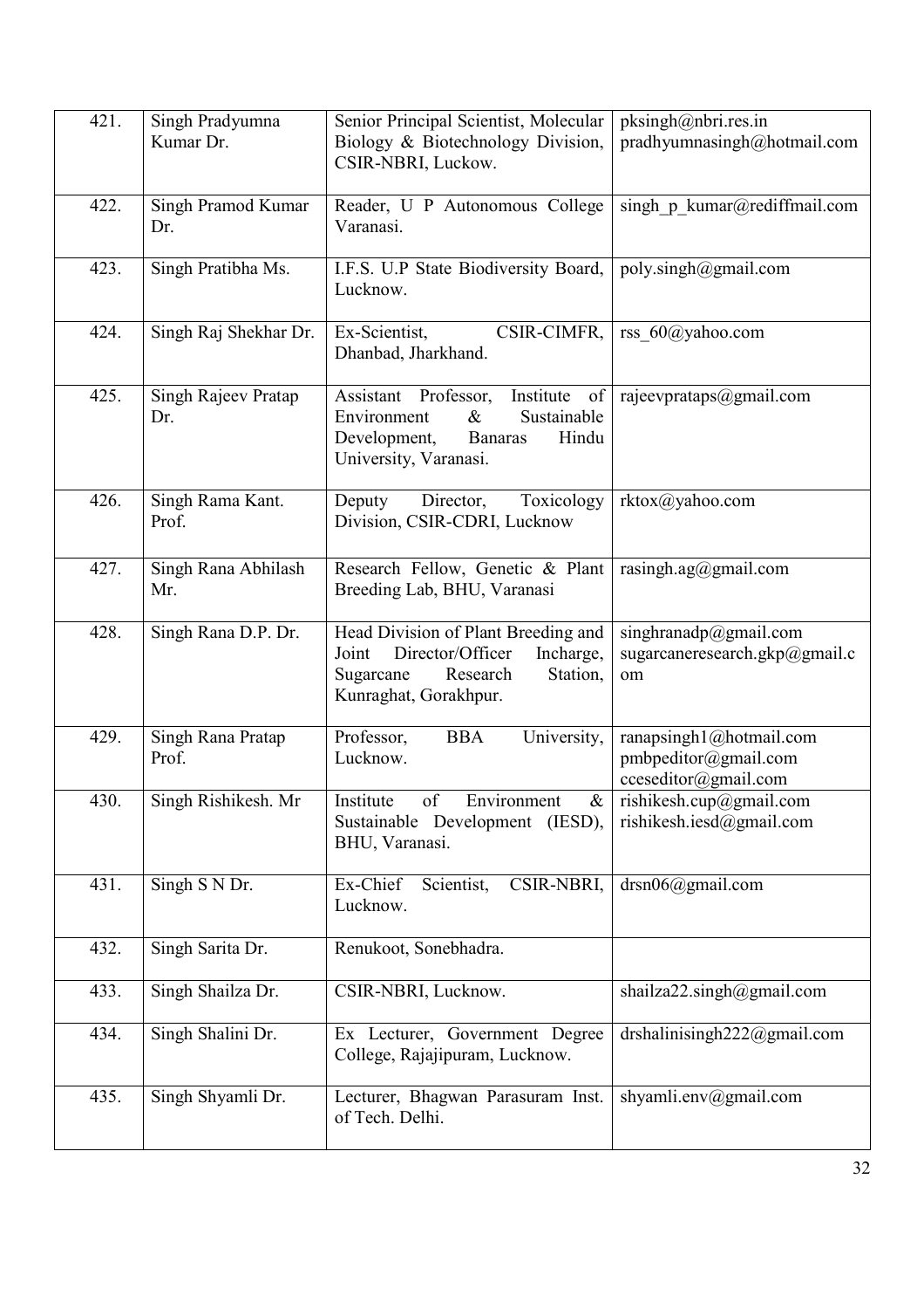| 421. | Singh Pradyumna Kumar Dr. | Senior Principal Scientist, Molecular Biology & Biotechnology Division, CSIR-NBRI, Luckow. | pksingh@nbri.res.in pradhyumnasingh@hotmail.com |
|---|---|---|---|
| 422. | Singh Pramod Kumar Dr. | Reader, U P Autonomous College Varanasi. | singh_p_kumar@rediffmail.com |
| 423. | Singh Pratibha Ms. | I.F.S. U.P State Biodiversity Board, Lucknow. | poly.singh@gmail.com |
| 424. | Singh Raj Shekhar Dr. | Ex-Scientist, CSIR-CIMFR, Dhanbad, Jharkhand. | rss_60@yahoo.com |
| 425. | Singh Rajeev Pratap Dr. | Assistant Professor, Institute of Environment & Sustainable Development, Banaras Hindu University, Varanasi. | rajeevprataps@gmail.com |
| 426. | Singh Rama Kant. Prof. | Deputy Director, Toxicology Division, CSIR-CDRI, Lucknow | rktox@yahoo.com |
| 427. | Singh Rana Abhilash Mr. | Research Fellow, Genetic & Plant Breeding Lab, BHU, Varanasi | rasingh.ag@gmail.com |
| 428. | Singh Rana D.P. Dr. | Head Division of Plant Breeding and Joint Director/Officer Incharge, Sugarcane Research Station, Kunraghat, Gorakhpur. | singhranadp@gmail.com sugarcaneresearch.gkp@gmail.com |
| 429. | Singh Rana Pratap Prof. | Professor, BBA University, Lucknow. | ranapsingh1@hotmail.com pmbpeditor@gmail.com cceseditor@gmail.com |
| 430. | Singh Rishikesh. Mr | Institute of Environment & Sustainable Development (IESD), BHU, Varanasi. | rishikesh.cup@gmail.com rishikesh.iesd@gmail.com |
| 431. | Singh S N Dr. | Ex-Chief Scientist, CSIR-NBRI, Lucknow. | drsn06@gmail.com |
| 432. | Singh Sarita Dr. | Renukoot, Sonebhadra. | |
| 433. | Singh Shailza Dr. | CSIR-NBRI, Lucknow. | shailza22.singh@gmail.com |
| 434. | Singh Shalini Dr. | Ex Lecturer, Government Degree College, Rajajipuram, Lucknow. | drshalinisingh222@gmail.com |
| 435. | Singh Shyamli Dr. | Lecturer, Bhagwan Parasuram Inst. of Tech. Delhi. | shyamli.env@gmail.com |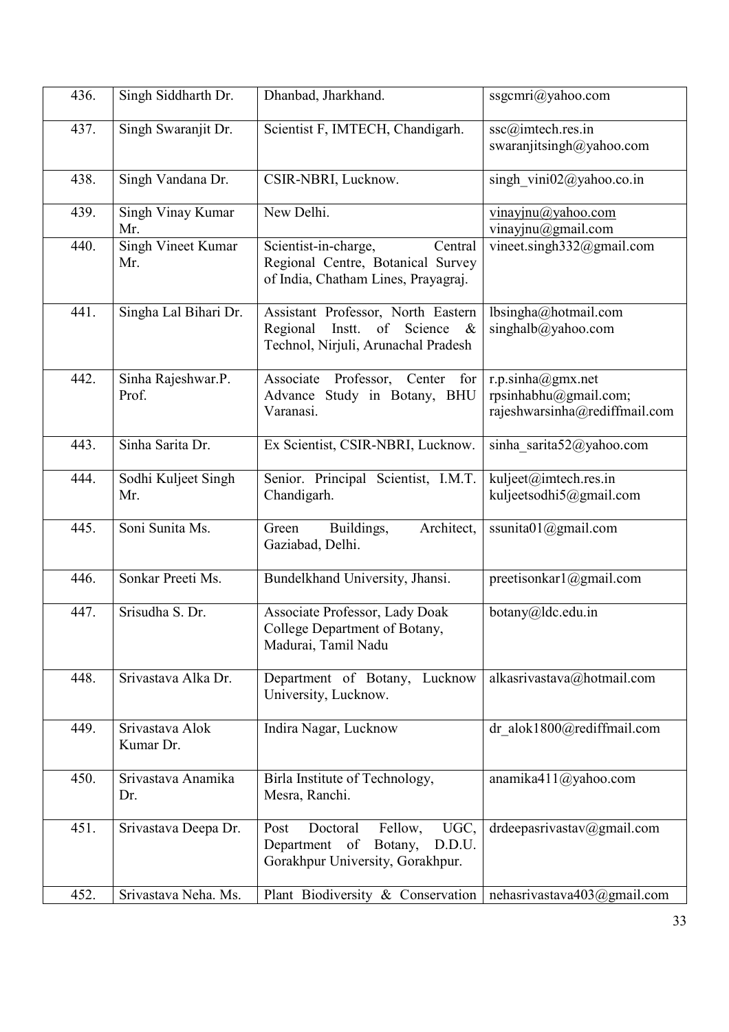| | | | |
|---|---|---|---|
| 436. | Singh Siddharth Dr. | Dhanbad, Jharkhand. | ssgcmri@yahoo.com |
| 437. | Singh Swaranjit Dr. | Scientist F, IMTECH, Chandigarh. | ssc@imtech.res.in swaranjitsingh@yahoo.com |
| 438. | Singh Vandana Dr. | CSIR-NBRI, Lucknow. | singh_vini02@yahoo.co.in |
| 439. | Singh Vinay Kumar Mr. | New Delhi. | vinayjnu@yahoo.com vinayjnu@gmail.com |
| 440. | Singh Vineet Kumar Mr. | Scientist-in-charge, Central Regional Centre, Botanical Survey of India, Chatham Lines, Prayagraj. | vineet.singh332@gmail.com |
| 441. | Singha Lal Bihari Dr. | Assistant Professor, North Eastern Regional Instt. of Science & Technol, Nirjuli, Arunachal Pradesh | lbsingha@hotmail.com singhalb@yahoo.com |
| 442. | Sinha Rajeshwar.P. Prof. | Associate Professor, Center for Advance Study in Botany, BHU Varanasi. | r.p.sinha@gmx.net rpsinhabhu@gmail.com; rajeshwarsinha@rediffmail.com |
| 443. | Sinha Sarita Dr. | Ex Scientist, CSIR-NBRI, Lucknow. | sinha_sarita52@yahoo.com |
| 444. | Sodhi Kuljeet Singh Mr. | Senior. Principal Scientist, I.M.T. Chandigarh. | kuljeet@imtech.res.in kuljeetsodhi5@gmail.com |
| 445. | Soni Sunita Ms. | Green Buildings, Architect, Gaziabad, Delhi. | ssunita01@gmail.com |
| 446. | Sonkar Preeti Ms. | Bundelkhand University, Jhansi. | preetisonkar1@gmail.com |
| 447. | Srisudha S. Dr. | Associate Professor, Lady Doak College Department of Botany, Madurai, Tamil Nadu | botany@ldc.edu.in |
| 448. | Srivastava Alka Dr. | Department of Botany, Lucknow University, Lucknow. | alkasrivastava@hotmail.com |
| 449. | Srivastava Alok Kumar Dr. | Indira Nagar, Lucknow | dr_alok1800@rediffmail.com |
| 450. | Srivastava Anamika Dr. | Birla Institute of Technology, Mesra, Ranchi. | anamika411@yahoo.com |
| 451. | Srivastava Deepa Dr. | Post Doctoral Fellow, UGC, Department of Botany, D.D.U. Gorakhpur University, Gorakhpur. | drdeepasrivastav@gmail.com |
| 452. | Srivastava Neha. Ms. | Plant Biodiversity & Conservation | nehasrivastava403@gmail.com |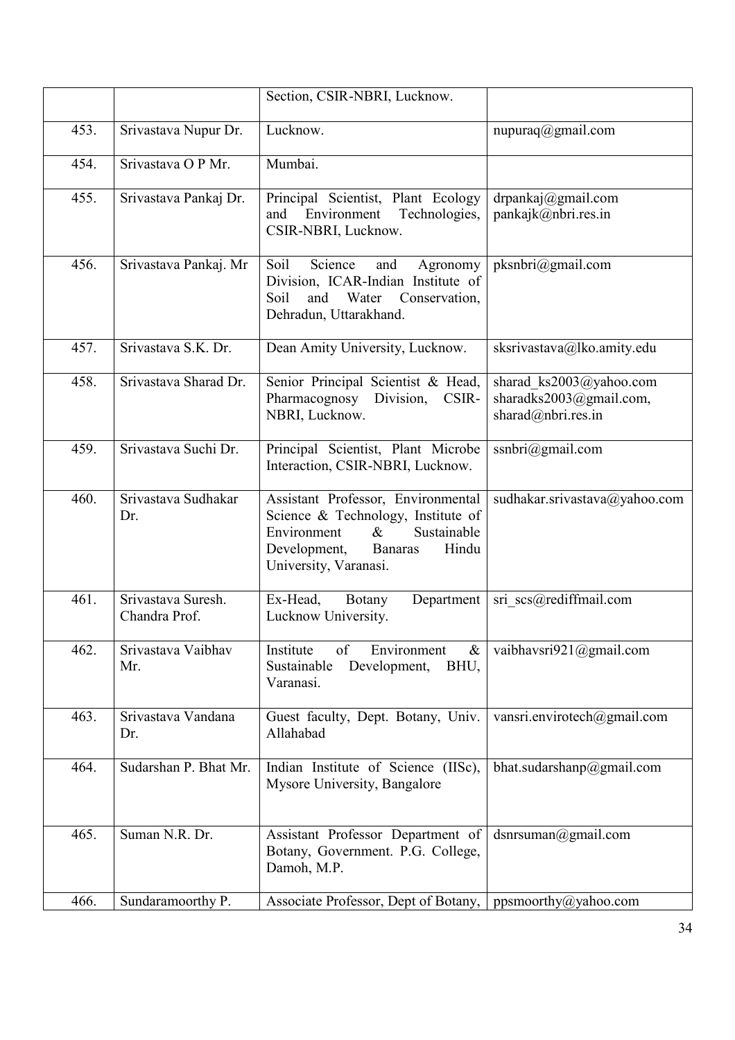| | | | |
|---|---|---|---|
| | | Section, CSIR-NBRI, Lucknow. | |
| 453. | Srivastava Nupur Dr. | Lucknow. | nupuraq@gmail.com |
| 454. | Srivastava O P Mr. | Mumbai. | |
| 455. | Srivastava Pankaj Dr. | Principal Scientist, Plant Ecology and Environment Technologies, CSIR-NBRI, Lucknow. | drpankaj@gmail.com pankajk@nbri.res.in |
| 456. | Srivastava Pankaj. Mr | Soil Science and Agronomy Division, ICAR-Indian Institute of Soil and Water Conservation, Dehradun, Uttarakhand. | pksnbri@gmail.com |
| 457. | Srivastava S.K. Dr. | Dean Amity University, Lucknow. | sksrivastava@lko.amity.edu |
| 458. | Srivastava Sharad Dr. | Senior Principal Scientist & Head, Pharmacognosy Division, CSIR-NBRI, Lucknow. | sharad_ks2003@yahoo.com sharadks2003@gmail.com, sharad@nbri.res.in |
| 459. | Srivastava Suchi Dr. | Principal Scientist, Plant Microbe Interaction, CSIR-NBRI, Lucknow. | ssnbri@gmail.com |
| 460. | Srivastava Sudhakar Dr. | Assistant Professor, Environmental Science & Technology, Institute of Environment & Sustainable Development, Banaras Hindu University, Varanasi. | sudhakar.srivastava@yahoo.com |
| 461. | Srivastava Suresh. Chandra Prof. | Ex-Head, Botany Department Lucknow University. | sri_scs@rediffmail.com |
| 462. | Srivastava Vaibhav Mr. | Institute of Environment & Sustainable Development, BHU, Varanasi. | vaibhavsri921@gmail.com |
| 463. | Srivastava Vandana Dr. | Guest faculty, Dept. Botany, Univ. Allahabad | vansri.envirotech@gmail.com |
| 464. | Sudarshan P. Bhat Mr. | Indian Institute of Science (IISc), Mysore University, Bangalore | bhat.sudarshanp@gmail.com |
| 465. | Suman N.R. Dr. | Assistant Professor Department of Botany, Government. P.G. College, Damoh, M.P. | dsnrsuman@gmail.com |
| 466. | Sundaramoorthy P. | Associate Professor, Dept of Botany, | ppsmoorthy@yahoo.com |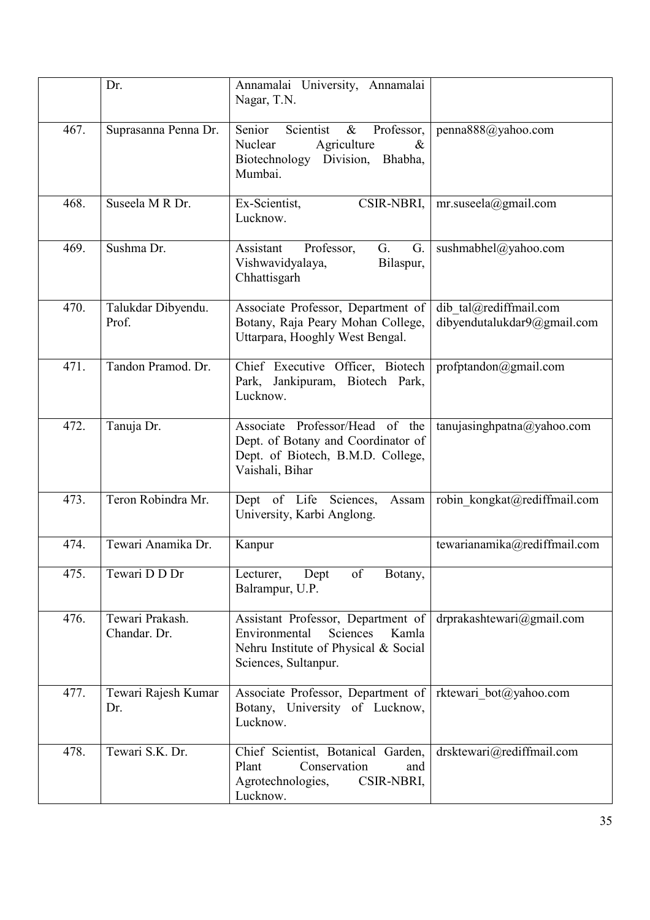| | | | |
|---|---|---|---|
| | Dr. | Annamalai University, Annamalai Nagar, T.N. | |
| 467. | Suprasanna Penna Dr. | Senior Scientist & Professor, Nuclear Agriculture & Biotechnology Division, Bhabha, Mumbai. | penna888@yahoo.com |
| 468. | Suseela M R Dr. | Ex-Scientist, CSIR-NBRI, Lucknow. | mr.suseela@gmail.com |
| 469. | Sushma Dr. | Assistant Professor, G. G. Vishwavidyalaya, Bilaspur, Chhattisgarh | sushmabhel@yahoo.com |
| 470. | Talukdar Dibyendu. Prof. | Associate Professor, Department of Botany, Raja Peary Mohan College, Uttarpara, Hooghly West Bengal. | dib_tal@rediffmail.com dibyendutalukdar9@gmail.com |
| 471. | Tandon Pramod. Dr. | Chief Executive Officer, Biotech Park, Jankipuram, Biotech Park, Lucknow. | profptandon@gmail.com |
| 472. | Tanuja Dr. | Associate Professor/Head of the Dept. of Botany and Coordinator of Dept. of Biotech, B.M.D. College, Vaishali, Bihar | tanujasinghpatna@yahoo.com |
| 473. | Teron Robindra Mr. | Dept of Life Sciences, Assam University, Karbi Anglong. | robin_kongkat@rediffmail.com |
| 474. | Tewari Anamika Dr. | Kanpur | tewarianamika@rediffmail.com |
| 475. | Tewari D D Dr | Lecturer, Dept of Botany, Balrampur, U.P. | |
| 476. | Tewari Prakash. Chandar. Dr. | Assistant Professor, Department of Environmental Sciences Kamla Nehru Institute of Physical & Social Sciences, Sultanpur. | drprakashtewari@gmail.com |
| 477. | Tewari Rajesh Kumar Dr. | Associate Professor, Department of Botany, University of Lucknow, Lucknow. | rktewari_bot@yahoo.com |
| 478. | Tewari S.K. Dr. | Chief Scientist, Botanical Garden, Plant Conservation and Agrotechnologies, CSIR-NBRI, Lucknow. | drsktewari@rediffmail.com |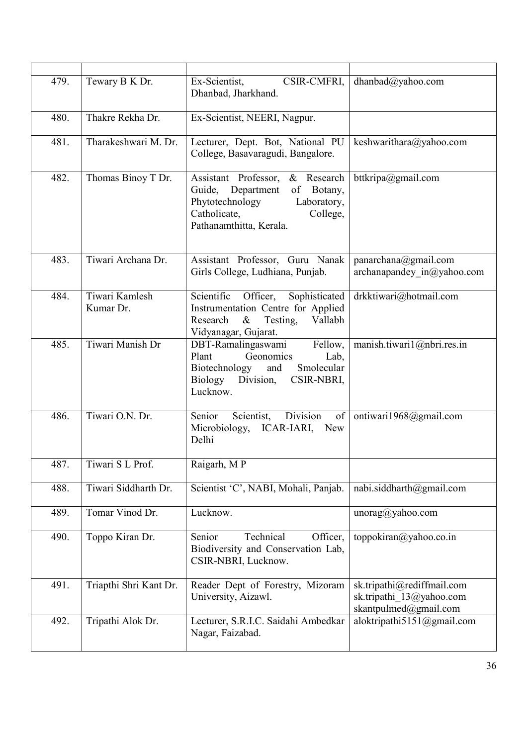| | | | |
|---|---|---|---|
| 479. | Tewary B K Dr. | Ex-Scientist, CSIR-CMFRI, Dhanbad, Jharkhand. | dhanbad@yahoo.com |
| 480. | Thakre Rekha Dr. | Ex-Scientist, NEERI, Nagpur. | |
| 481. | Tharakeshwari M. Dr. | Lecturer, Dept. Bot, National PU College, Basavaragudi, Bangalore. | keshwarithara@yahoo.com |
| 482. | Thomas Binoy T Dr. | Assistant Professor, & Research Guide, Department of Botany, Phytotechnology Laboratory, Catholicate, College, Pathanamthitta, Kerala. | bttkripa@gmail.com |
| 483. | Tiwari Archana Dr. | Assistant Professor, Guru Nanak Girls College, Ludhiana, Punjab. | panarchana@gmail.com archanapandey_in@yahoo.com |
| 484. | Tiwari Kamlesh Kumar Dr. | Scientific Officer, Sophisticated Instrumentation Centre for Applied Research & Testing, Vallabh Vidyanagar, Gujarat. | drkktiwari@hotmail.com |
| 485. | Tiwari Manish Dr | DBT-Ramalingaswami Fellow, Plant Geonomics Lab, Biotechnology and Smolecular Biology Division, CSIR-NBRI, Lucknow. | manish.tiwari1@nbri.res.in |
| 486. | Tiwari O.N. Dr. | Senior Scientist, Division of Microbiology, ICAR-IARI, New Delhi | ontiwari1968@gmail.com |
| 487. | Tiwari S L Prof. | Raigarh, M P | |
| 488. | Tiwari Siddharth Dr. | Scientist 'C', NABI, Mohali, Panjab. | nabi.siddharth@gmail.com |
| 489. | Tomar Vinod Dr. | Lucknow. | unorag@yahoo.com |
| 490. | Toppo Kiran Dr. | Senior Technical Officer, Biodiversity and Conservation Lab, CSIR-NBRI, Lucknow. | toppokiran@yahoo.co.in |
| 491. | Triapthi Shri Kant Dr. | Reader Dept of Forestry, Mizoram University, Aizawl. | sk.tripathi@rediffmail.com sk.tripathi_13@yahoo.com skantpulmed@gmail.com |
| 492. | Tripathi Alok Dr. | Lecturer, S.R.I.C. Saidahi Ambedkar Nagar, Faizabad. | aloktripathi5151@gmail.com |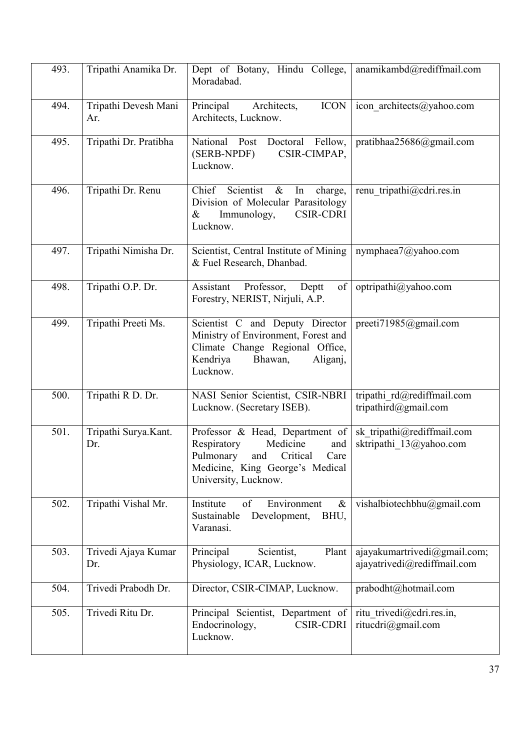| 493. | Tripathi Anamika Dr. | Dept of Botany, Hindu College, Moradabad. | anamikambd@rediffmail.com |
|---|---|---|---|
| 494. | Tripathi Devesh Mani Ar. | Principal Architects, ICON Architects, Lucknow. | icon_architects@yahoo.com |
| 495. | Tripathi Dr. Pratibha | National Post Doctoral Fellow, (SERB-NPDF) CSIR-CIMPAP, Lucknow. | pratibhaa25686@gmail.com |
| 496. | Tripathi Dr. Renu | Chief Scientist & In charge, Division of Molecular Parasitology & Immunology, CSIR-CDRI Lucknow. | renu_tripathi@cdri.res.in |
| 497. | Tripathi Nimisha Dr. | Scientist, Central Institute of Mining & Fuel Research, Dhanbad. | nymphaea7@yahoo.com |
| 498. | Tripathi O.P. Dr. | Assistant Professor, Deptt of Forestry, NERIST, Nirjuli, A.P. | optripathi@yahoo.com |
| 499. | Tripathi Preeti Ms. | Scientist C and Deputy Director Ministry of Environment, Forest and Climate Change Regional Office, Kendriya Bhawan, Aliganj, Lucknow. | preeti71985@gmail.com |
| 500. | Tripathi R D. Dr. | NASI Senior Scientist, CSIR-NBRI Lucknow. (Secretary ISEB). | tripathi_rd@rediffmail.com tripathird@gmail.com |
| 501. | Tripathi Surya.Kant. Dr. | Professor & Head, Department of Respiratory Medicine and Pulmonary and Critical Care Medicine, King George's Medical University, Lucknow. | sk_tripathi@rediffmail.com sktripathi_13@yahoo.com |
| 502. | Tripathi Vishal Mr. | Institute of Environment & Sustainable Development, BHU, Varanasi. | vishalbiotechbhu@gmail.com |
| 503. | Trivedi Ajaya Kumar Dr. | Principal Scientist, Plant Physiology, ICAR, Lucknow. | ajayakumartrivedi@gmail.com; ajayatrivedi@rediffmail.com |
| 504. | Trivedi Prabodh Dr. | Director, CSIR-CIMAP, Lucknow. | prabodht@hotmail.com |
| 505. | Trivedi Ritu Dr. | Principal Scientist, Department of Endocrinology, CSIR-CDRI Lucknow. | ritu_trivedi@cdri.res.in, ritucdri@gmail.com |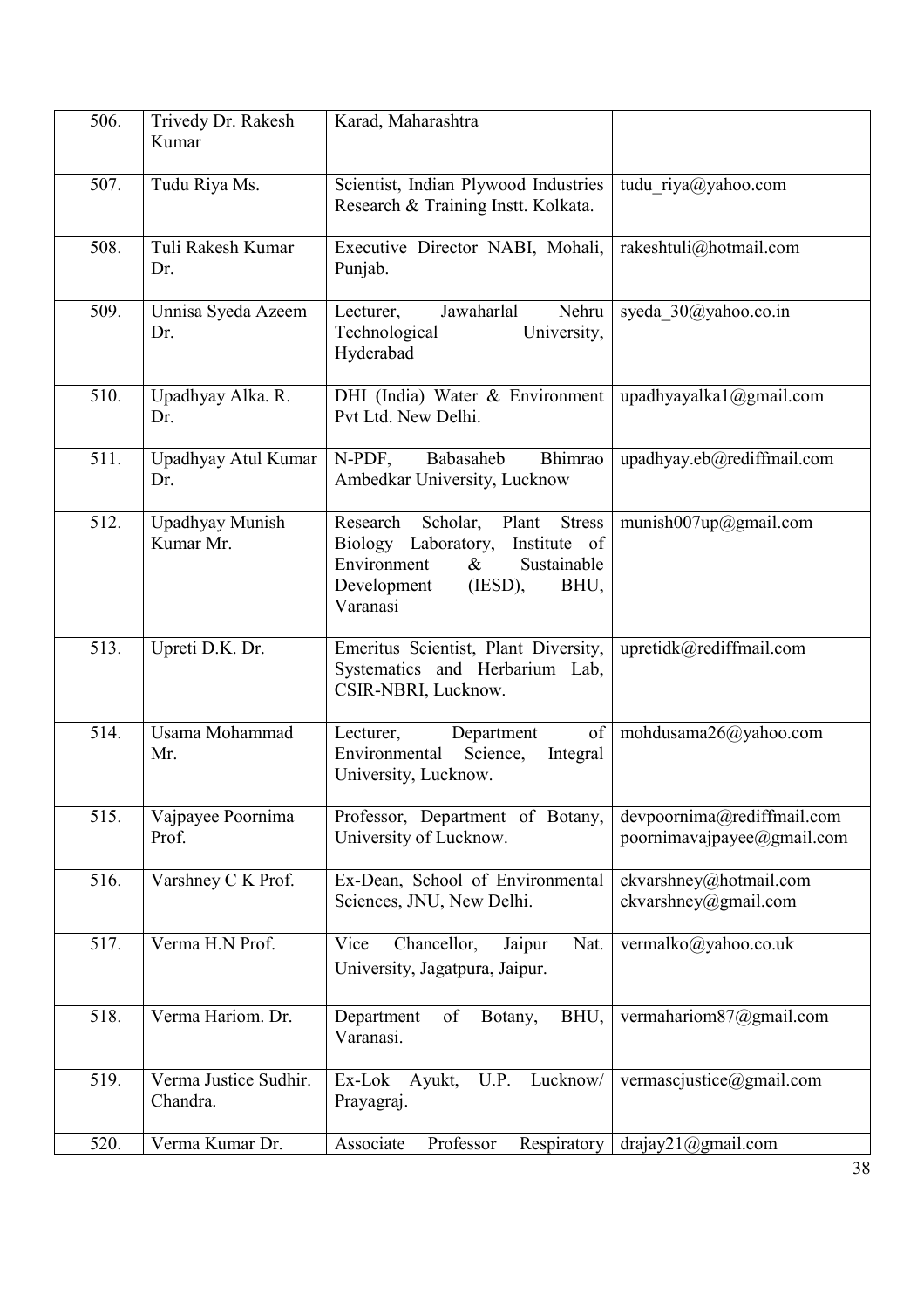| | | | |
|---|---|---|---|
| 506. | Trivedy Dr. Rakesh Kumar | Karad, Maharashtra | |
| 507. | Tudu Riya Ms. | Scientist, Indian Plywood Industries Research & Training Instt. Kolkata. | tudu_riya@yahoo.com |
| 508. | Tuli Rakesh Kumar Dr. | Executive Director NABI, Mohali, Punjab. | rakeshtuli@hotmail.com |
| 509. | Unnisa Syeda Azeem Dr. | Lecturer, Jawaharlal Nehru Technological University, Hyderabad | syeda_30@yahoo.co.in |
| 510. | Upadhyay Alka. R. Dr. | DHI (India) Water & Environment Pvt Ltd. New Delhi. | upadhyayalka1@gmail.com |
| 511. | Upadhyay Atul Kumar Dr. | N-PDF, Babasaheb Bhimrao Ambedkar University, Lucknow | upadhyay.eb@rediffmail.com |
| 512. | Upadhyay Munish Kumar Mr. | Research Scholar, Plant Stress Biology Laboratory, Institute of Environment & Sustainable Development (IESD), BHU, Varanasi | munish007up@gmail.com |
| 513. | Upreti D.K. Dr. | Emeritus Scientist, Plant Diversity, Systematics and Herbarium Lab, CSIR-NBRI, Lucknow. | upretidk@rediffmail.com |
| 514. | Usama Mohammad Mr. | Lecturer, Department of Environmental Science, Integral University, Lucknow. | mohdusama26@yahoo.com |
| 515. | Vajpayee Poornima Prof. | Professor, Department of Botany, University of Lucknow. | devpoornima@rediffmail.com poornimavajpayee@gmail.com |
| 516. | Varshney C K Prof. | Ex-Dean, School of Environmental Sciences, JNU, New Delhi. | ckvarshney@hotmail.com ckvarshney@gmail.com |
| 517. | Verma H.N Prof. | Vice Chancellor, Jaipur Nat. University, Jagatpura, Jaipur. | vermalko@yahoo.co.uk |
| 518. | Verma Hariom. Dr. | Department of Botany, BHU, Varanasi. | vermahariom87@gmail.com |
| 519. | Verma Justice Sudhir. Chandra. | Ex-Lok Ayukt, U.P. Lucknow/ Prayagraj. | vermascjustice@gmail.com |
| 520. | Verma Kumar Dr. | Associate Professor Respiratory | drajay21@gmail.com |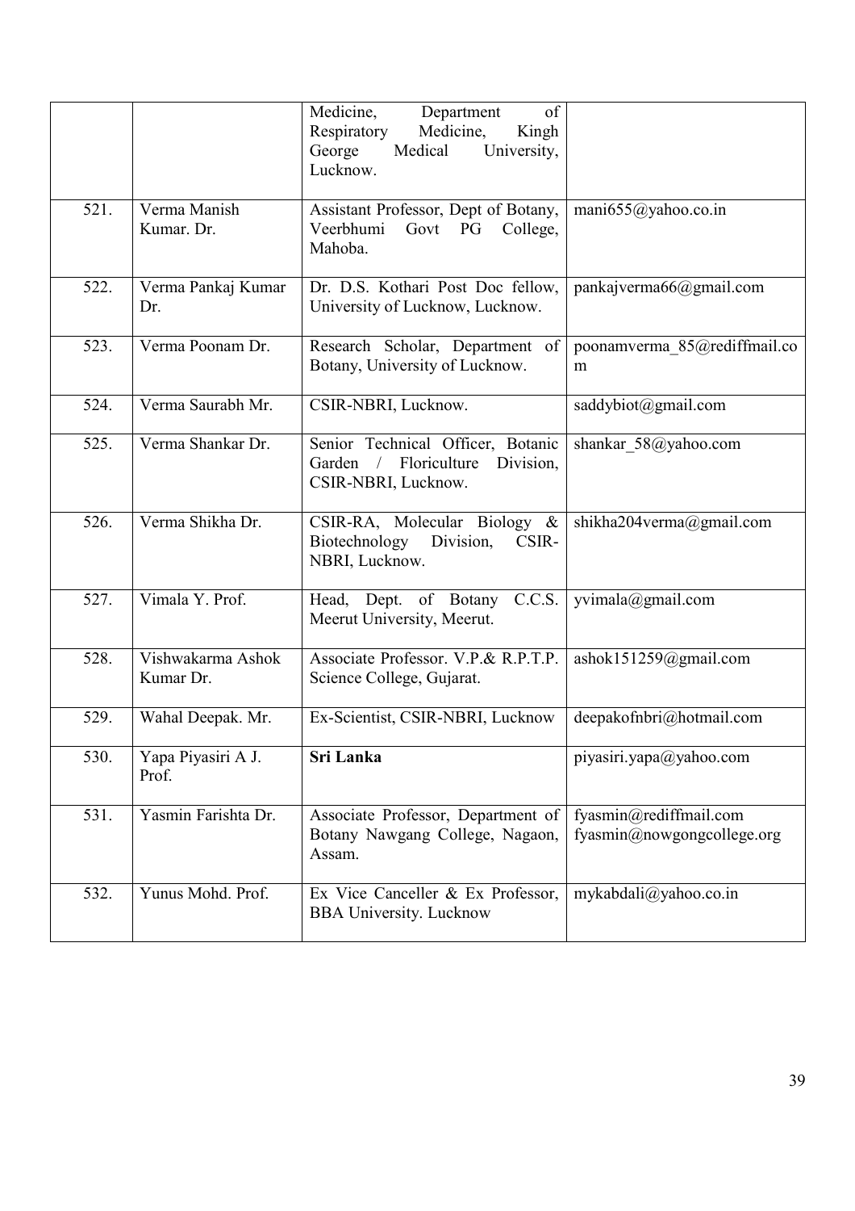| | | | |
|---|---|---|---|
| | | Medicine, Department of Respiratory Medicine, Kingh George Medical University, Lucknow. | |
| 521. | Verma Manish Kumar. Dr. | Assistant Professor, Dept of Botany, Veerbhumi Govt PG College, Mahoba. | mani655@yahoo.co.in |
| 522. | Verma Pankaj Kumar Dr. | Dr. D.S. Kothari Post Doc fellow, University of Lucknow, Lucknow. | pankajverma66@gmail.com |
| 523. | Verma Poonam Dr. | Research Scholar, Department of Botany, University of Lucknow. | poonamverma_85@rediffmail.com |
| 524. | Verma Saurabh Mr. | CSIR-NBRI, Lucknow. | saddybiot@gmail.com |
| 525. | Verma Shankar Dr. | Senior Technical Officer, Botanic Garden / Floriculture Division, CSIR-NBRI, Lucknow. | shankar_58@yahoo.com |
| 526. | Verma Shikha Dr. | CSIR-RA, Molecular Biology & Biotechnology Division, CSIR-NBRI, Lucknow. | shikha204verma@gmail.com |
| 527. | Vimala Y. Prof. | Head, Dept. of Botany C.C.S. Meerut University, Meerut. | yvimala@gmail.com |
| 528. | Vishwakarma Ashok Kumar Dr. | Associate Professor. V.P.& R.P.T.P. Science College, Gujarat. | ashok151259@gmail.com |
| 529. | Wahal Deepak. Mr. | Ex-Scientist, CSIR-NBRI, Lucknow | deepakofnbri@hotmail.com |
| 530. | Yapa Piyasiri A J. Prof. | **Sri Lanka** | piyasiri.yapa@yahoo.com |
| 531. | Yasmin Farishta Dr. | Associate Professor, Department of Botany Nawgang College, Nagaon, Assam. | fyasmin@rediffmail.com fyasmin@nowgongcollege.org |
| 532. | Yunus Mohd. Prof. | Ex Vice Canceller & Ex Professor, BBA University. Lucknow | mykabdali@yahoo.co.in |